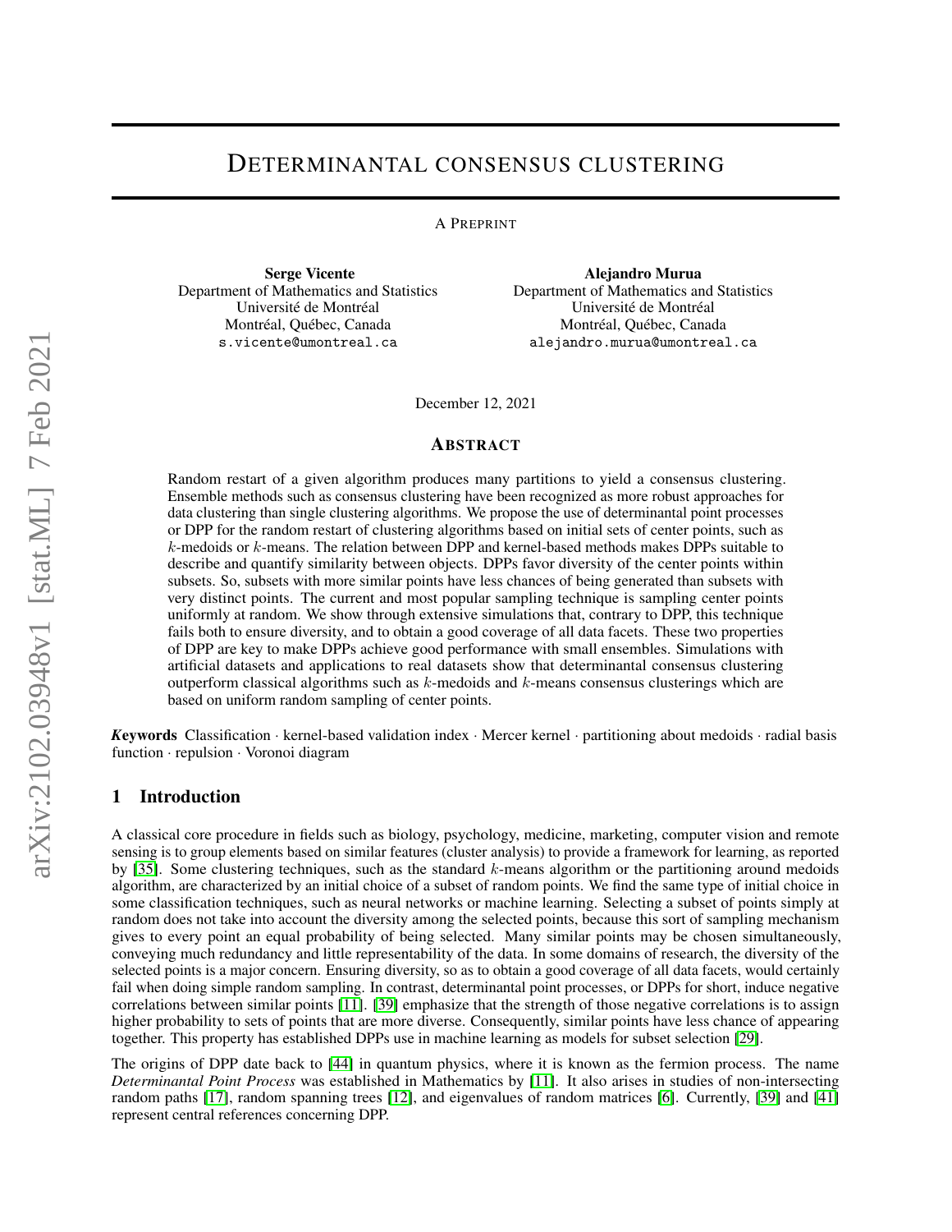# DETERMINANTAL CONSENSUS CLUSTERING

A PREPRINT

**Serge Vicente**
Department of Mathematics and Statistics
Université de Montréal
Montréal, Québec, Canada
s.vicente@umontreal.ca

**Alejandro Murua**
Department of Mathematics and Statistics
Université de Montréal
Montréal, Québec, Canada
alejandro.murua@umontreal.ca

December 12, 2021

## ABSTRACT

Random restart of a given algorithm produces many partitions to yield a consensus clustering. Ensemble methods such as consensus clustering have been recognized as more robust approaches for data clustering than single clustering algorithms. We propose the use of determinantal point processes or DPP for the random restart of clustering algorithms based on initial sets of center points, such as $k$-medoids or $k$-means. The relation between DPP and kernel-based methods makes DPPs suitable to describe and quantify similarity between objects. DPPs favor diversity of the center points within subsets. So, subsets with more similar points have less chances of being generated than subsets with very distinct points. The current and most popular sampling technique is sampling center points uniformly at random. We show through extensive simulations that, contrary to DPP, this technique fails both to ensure diversity, and to obtain a good coverage of all data facets. These two properties of DPP are key to make DPPs achieve good performance with small ensembles. Simulations with artificial datasets and applications to real datasets show that determinantal consensus clustering outperform classical algorithms such as $k$-medoids and $k$-means consensus clusterings which are based on uniform random sampling of center points.

***Keywords*** Classification · kernel-based validation index · Mercer kernel · partitioning about medoids · radial basis function · repulsion · Voronoi diagram

## 1 Introduction

A classical core procedure in fields such as biology, psychology, medicine, marketing, computer vision and remote sensing is to group elements based on similar features (cluster analysis) to provide a framework for learning, as reported by [35]. Some clustering techniques, such as the standard $k$-means algorithm or the partitioning around medoids algorithm, are characterized by an initial choice of a subset of random points. We find the same type of initial choice in some classification techniques, such as neural networks or machine learning. Selecting a subset of points simply at random does not take into account the diversity among the selected points, because this sort of sampling mechanism gives to every point an equal probability of being selected. Many similar points may be chosen simultaneously, conveying much redundancy and little representability of the data. In some domains of research, the diversity of the selected points is a major concern. Ensuring diversity, so as to obtain a good coverage of all data facets, would certainly fail when doing simple random sampling. In contrast, determinantal point processes, or DPPs for short, induce negative correlations between similar points [11]. [39] emphasize that the strength of those negative correlations is to assign higher probability to sets of points that are more diverse. Consequently, similar points have less chance of appearing together. This property has established DPPs use in machine learning as models for subset selection [29].

The origins of DPP date back to [44] in quantum physics, where it is known as the fermion process. The name *Determinantal Point Process* was established in Mathematics by [11]. It also arises in studies of non-intersecting random paths [17], random spanning trees [12], and eigenvalues of random matrices [6]. Currently, [39] and [41] represent central references concerning DPP.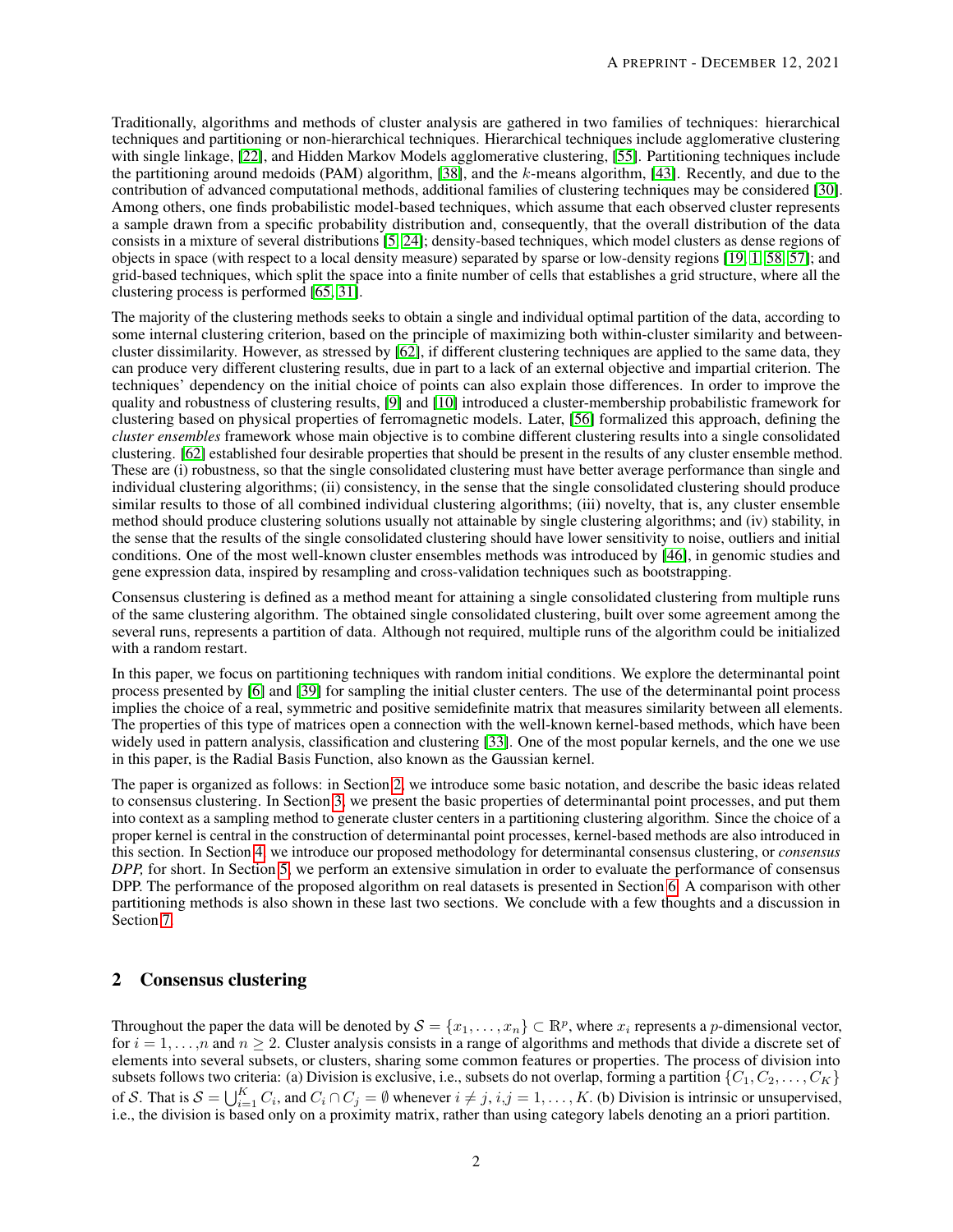Traditionally, algorithms and methods of cluster analysis are gathered in two families of techniques: hierarchical techniques and partitioning or non-hierarchical techniques. Hierarchical techniques include agglomerative clustering with single linkage, [22], and Hidden Markov Models agglomerative clustering, [55]. Partitioning techniques include the partitioning around medoids (PAM) algorithm, [38], and the $k$-means algorithm, [43]. Recently, and due to the contribution of advanced computational methods, additional families of clustering techniques may be considered [30]. Among others, one finds probabilistic model-based techniques, which assume that each observed cluster represents a sample drawn from a specific probability distribution and, consequently, that the overall distribution of the data consists in a mixture of several distributions [5, 24]; density-based techniques, which model clusters as dense regions of objects in space (with respect to a local density measure) separated by sparse or low-density regions [19, 1, 58, 57]; and grid-based techniques, which split the space into a finite number of cells that establishes a grid structure, where all the clustering process is performed [65, 31].

The majority of the clustering methods seeks to obtain a single and individual optimal partition of the data, according to some internal clustering criterion, based on the principle of maximizing both within-cluster similarity and between-cluster dissimilarity. However, as stressed by [62], if different clustering techniques are applied to the same data, they can produce very different clustering results, due in part to a lack of an external objective and impartial criterion. The techniques' dependency on the initial choice of points can also explain those differences. In order to improve the quality and robustness of clustering results, [9] and [10] introduced a cluster-membership probabilistic framework for clustering based on physical properties of ferromagnetic models. Later, [56] formalized this approach, defining the *cluster ensembles* framework whose main objective is to combine different clustering results into a single consolidated clustering. [62] established four desirable properties that should be present in the results of any cluster ensemble method. These are (i) robustness, so that the single consolidated clustering must have better average performance than single and individual clustering algorithms; (ii) consistency, in the sense that the single consolidated clustering should produce similar results to those of all combined individual clustering algorithms; (iii) novelty, that is, any cluster ensemble method should produce clustering solutions usually not attainable by single clustering algorithms; and (iv) stability, in the sense that the results of the single consolidated clustering should have lower sensitivity to noise, outliers and initial conditions. One of the most well-known cluster ensembles methods was introduced by [46], in genomic studies and gene expression data, inspired by resampling and cross-validation techniques such as bootstrapping.

Consensus clustering is defined as a method meant for attaining a single consolidated clustering from multiple runs of the same clustering algorithm. The obtained single consolidated clustering, built over some agreement among the several runs, represents a partition of data. Although not required, multiple runs of the algorithm could be initialized with a random restart.

In this paper, we focus on partitioning techniques with random initial conditions. We explore the determinantal point process presented by [6] and [39] for sampling the initial cluster centers. The use of the determinantal point process implies the choice of a real, symmetric and positive semidefinite matrix that measures similarity between all elements. The properties of this type of matrices open a connection with the well-known kernel-based methods, which have been widely used in pattern analysis, classification and clustering [33]. One of the most popular kernels, and the one we use in this paper, is the Radial Basis Function, also known as the Gaussian kernel.

The paper is organized as follows: in Section 2, we introduce some basic notation, and describe the basic ideas related to consensus clustering. In Section 3, we present the basic properties of determinantal point processes, and put them into context as a sampling method to generate cluster centers in a partitioning clustering algorithm. Since the choice of a proper kernel is central in the construction of determinantal point processes, kernel-based methods are also introduced in this section. In Section 4, we introduce our proposed methodology for determinantal consensus clustering, or *consensus DPP*, for short. In Section 5, we perform an extensive simulation in order to evaluate the performance of consensus DPP. The performance of the proposed algorithm on real datasets is presented in Section 6. A comparison with other partitioning methods is also shown in these last two sections. We conclude with a few thoughts and a discussion in Section 7.

## 2 Consensus clustering

Throughout the paper the data will be denoted by $\mathcal{S} = \{x_1, \dots, x_n\} \subset \mathbb{R}^p$, where $x_i$ represents a $p$-dimensional vector, for $i = 1, \dots, n$ and $n \geq 2$. Cluster analysis consists in a range of algorithms and methods that divide a discrete set of elements into several subsets, or clusters, sharing some common features or properties. The process of division into subsets follows two criteria: (a) Division is exclusive, i.e., subsets do not overlap, forming a partition $\{C_1, C_2, \dots, C_K\}$ of $\mathcal{S}$. That is $\mathcal{S} = \bigcup_{i=1}^{K} C_i$, and $C_i \cap C_j = \emptyset$ whenever $i \neq j$, $i, j = 1, \dots, K$. (b) Division is intrinsic or unsupervised, i.e., the division is based only on a proximity matrix, rather than using category labels denoting an a priori partition.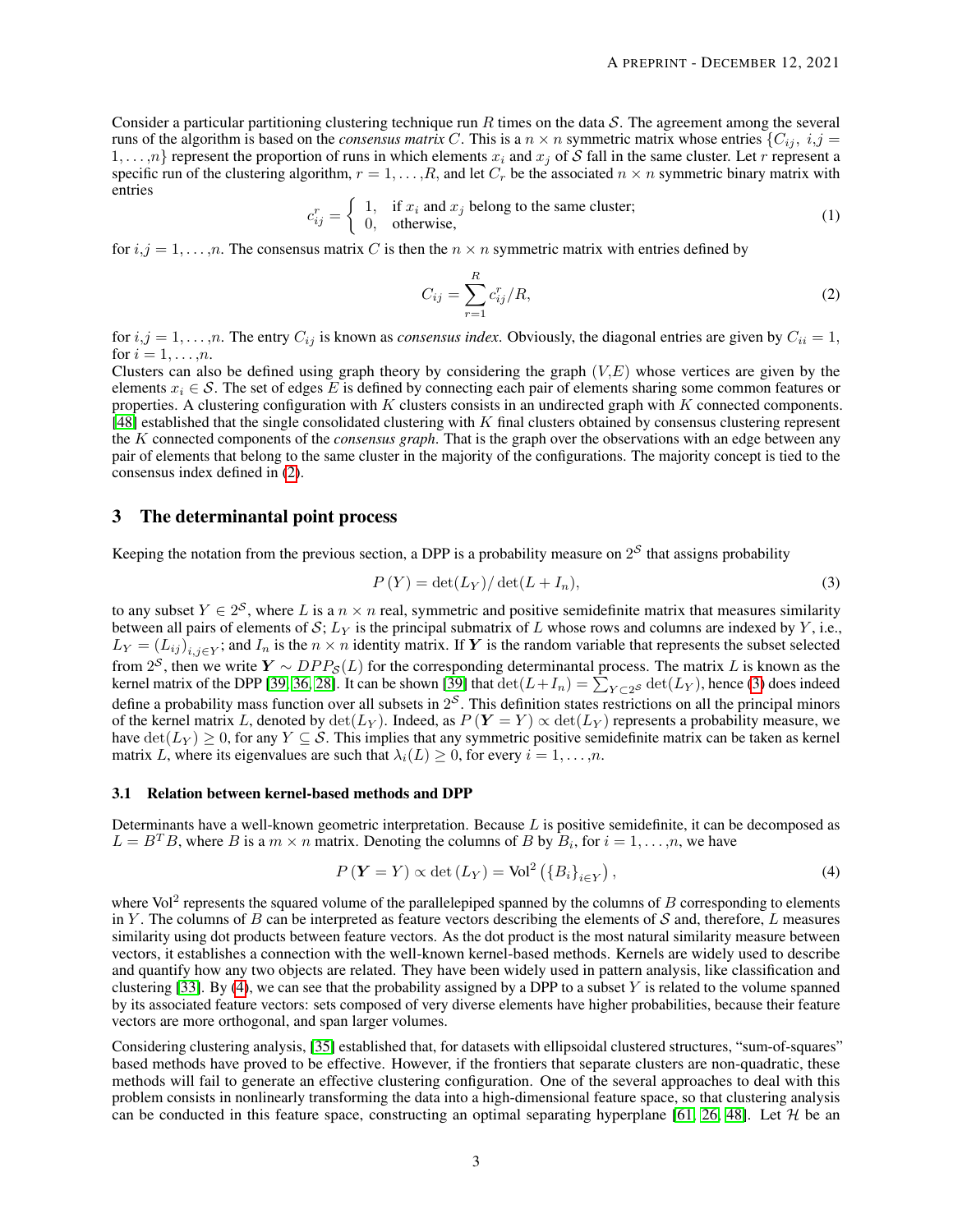Consider a particular partitioning clustering technique run $R$ times on the data $\mathcal{S}$. The agreement among the several runs of the algorithm is based on the *consensus matrix* $C$. This is a $n \times n$ symmetric matrix whose entries $\{C_{ij},\ i,j = 1,\ldots,n\}$ represent the proportion of runs in which elements $x_i$ and $x_j$ of $\mathcal{S}$ fall in the same cluster. Let $r$ represent a specific run of the clustering algorithm, $r = 1,\ldots,R$, and let $C_r$ be the associated $n \times n$ symmetric binary matrix with entries

$$c_{ij}^r = \begin{cases} 1, & \text{if } x_i \text{ and } x_j \text{ belong to the same cluster;} \\ 0, & \text{otherwise,} \end{cases} \tag{1}$$

for $i,j = 1,\ldots,n$. The consensus matrix $C$ is then the $n \times n$ symmetric matrix with entries defined by

$$C_{ij} = \sum_{r=1}^{R} c_{ij}^r / R, \tag{2}$$

for $i,j = 1,\ldots,n$. The entry $C_{ij}$ is known as *consensus index*. Obviously, the diagonal entries are given by $C_{ii} = 1$, for $i = 1,\ldots,n$.

Clusters can also be defined using graph theory by considering the graph $(V,E)$ whose vertices are given by the elements $x_i \in \mathcal{S}$. The set of edges $E$ is defined by connecting each pair of elements sharing some common features or properties. A clustering configuration with $K$ clusters consists in an undirected graph with $K$ connected components. [48] established that the single consolidated clustering with $K$ final clusters obtained by consensus clustering represent the $K$ connected components of the *consensus graph*. That is the graph over the observations with an edge between any pair of elements that belong to the same cluster in the majority of the configurations. The majority concept is tied to the consensus index defined in (2).

## 3 The determinantal point process

Keeping the notation from the previous section, a DPP is a probability measure on $2^{\mathcal{S}}$ that assigns probability

$$P(Y) = \det(L_Y)/\det(L + I_n), \tag{3}$$

to any subset $Y \in 2^{\mathcal{S}}$, where $L$ is a $n \times n$ real, symmetric and positive semidefinite matrix that measures similarity between all pairs of elements of $\mathcal{S}$; $L_Y$ is the principal submatrix of $L$ whose rows and columns are indexed by $Y$, i.e., $L_Y = (L_{ij})_{i,j \in Y}$; and $I_n$ is the $n \times n$ identity matrix. If $\boldsymbol{Y}$ is the random variable that represents the subset selected from $2^{\mathcal{S}}$, then we write $\boldsymbol{Y} \sim DPP_{\mathcal{S}}(L)$ for the corresponding determinantal process. The matrix $L$ is known as the kernel matrix of the DPP [39, 36, 28]. It can be shown [39] that $\det(L + I_n) = \sum_{Y \subset 2^{\mathcal{S}}} \det(L_Y)$, hence (3) does indeed define a probability mass function over all subsets in $2^{\mathcal{S}}$. This definition states restrictions on all the principal minors of the kernel matrix $L$, denoted by $\det(L_Y)$. Indeed, as $P(\boldsymbol{Y} = Y) \propto \det(L_Y)$ represents a probability measure, we have $\det(L_Y) \geq 0$, for any $Y \subseteq \mathcal{S}$. This implies that any symmetric positive semidefinite matrix can be taken as kernel matrix $L$, where its eigenvalues are such that $\lambda_i(L) \geq 0$, for every $i = 1,\ldots,n$.

### 3.1 Relation between kernel-based methods and DPP

Determinants have a well-known geometric interpretation. Because $L$ is positive semidefinite, it can be decomposed as $L = B^T B$, where $B$ is a $m \times n$ matrix. Denoting the columns of $B$ by $B_i$, for $i = 1,\ldots,n$, we have

$$P(\boldsymbol{Y} = Y) \propto \det(L_Y) = \text{Vol}^2\left(\{B_i\}_{i \in Y}\right), \tag{4}$$

where $\text{Vol}^2$ represents the squared volume of the parallelepiped spanned by the columns of $B$ corresponding to elements in $Y$. The columns of $B$ can be interpreted as feature vectors describing the elements of $\mathcal{S}$ and, therefore, $L$ measures similarity using dot products between feature vectors. As the dot product is the most natural similarity measure between vectors, it establishes a connection with the well-known kernel-based methods. Kernels are widely used to describe and quantify how any two objects are related. They have been widely used in pattern analysis, like classification and clustering [33]. By (4), we can see that the probability assigned by a DPP to a subset $Y$ is related to the volume spanned by its associated feature vectors: sets composed of very diverse elements have higher probabilities, because their feature vectors are more orthogonal, and span larger volumes.

Considering clustering analysis, [35] established that, for datasets with ellipsoidal clustered structures, "sum-of-squares" based methods have proved to be effective. However, if the frontiers that separate clusters are non-quadratic, these methods will fail to generate an effective clustering configuration. One of the several approaches to deal with this problem consists in nonlinearly transforming the data into a high-dimensional feature space, so that clustering analysis can be conducted in this feature space, constructing an optimal separating hyperplane [61, 26, 48]. Let $\mathcal{H}$ be an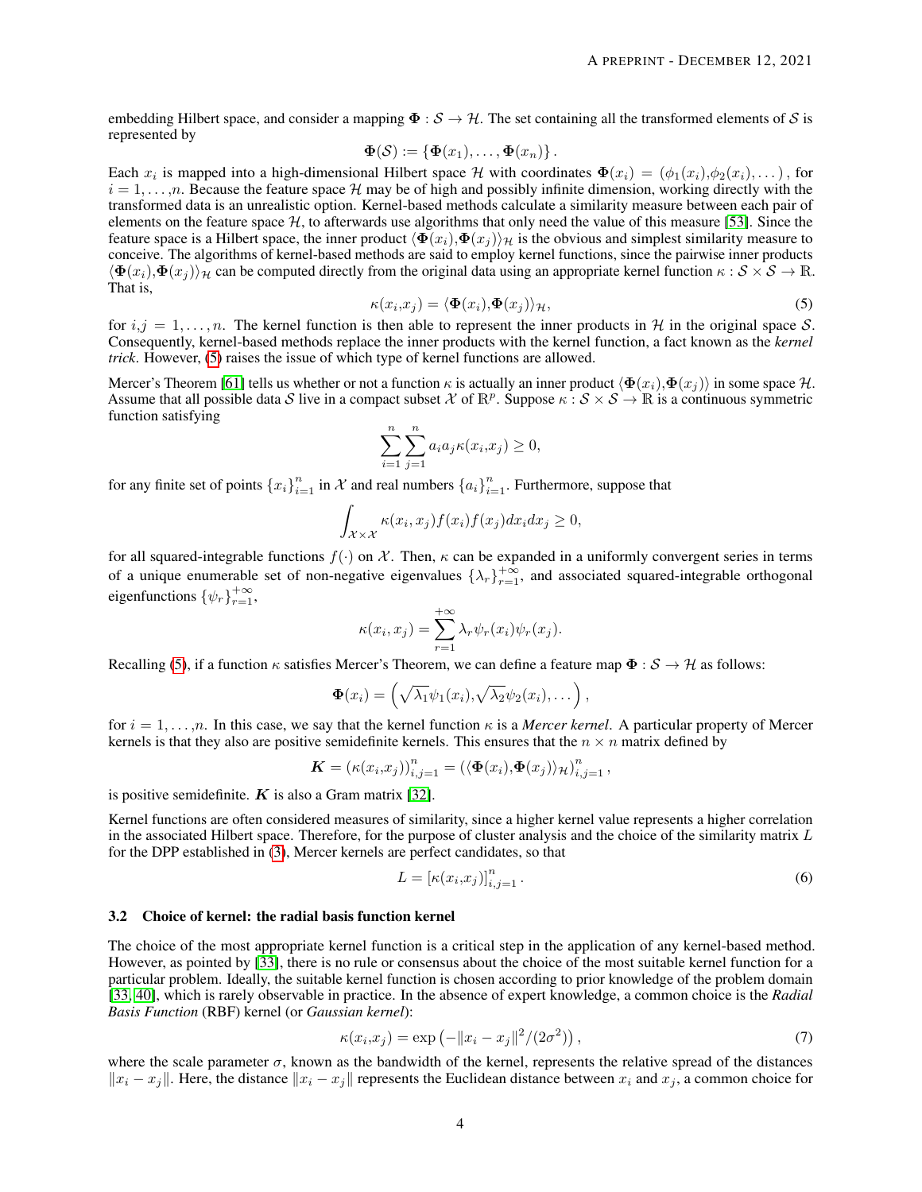embedding Hilbert space, and consider a mapping $\mathbf{\Phi} : \mathcal{S} \to \mathcal{H}$. The set containing all the transformed elements of $\mathcal{S}$ is represented by

$$\mathbf{\Phi}(\mathcal{S}) := \{\mathbf{\Phi}(x_1), \ldots, \mathbf{\Phi}(x_n)\}.$$

Each $x_i$ is mapped into a high-dimensional Hilbert space $\mathcal{H}$ with coordinates $\mathbf{\Phi}(x_i) = (\phi_1(x_i), \phi_2(x_i), \ldots)$, for $i = 1, \ldots, n$. Because the feature space $\mathcal{H}$ may be of high and possibly infinite dimension, working directly with the transformed data is an unrealistic option. Kernel-based methods calculate a similarity measure between each pair of elements on the feature space $\mathcal{H}$, to afterwards use algorithms that only need the value of this measure [53]. Since the feature space is a Hilbert space, the inner product $\langle \mathbf{\Phi}(x_i), \mathbf{\Phi}(x_j) \rangle_{\mathcal{H}}$ is the obvious and simplest similarity measure to conceive. The algorithms of kernel-based methods are said to employ kernel functions, since the pairwise inner products $\langle \mathbf{\Phi}(x_i), \mathbf{\Phi}(x_j) \rangle_{\mathcal{H}}$ can be computed directly from the original data using an appropriate kernel function $\kappa : \mathcal{S} \times \mathcal{S} \to \mathbb{R}$. That is,

$$\kappa(x_i, x_j) = \langle \mathbf{\Phi}(x_i), \mathbf{\Phi}(x_j) \rangle_{\mathcal{H}}, \tag{5}$$

for $i,j = 1, \ldots, n$. The kernel function is then able to represent the inner products in $\mathcal{H}$ in the original space $\mathcal{S}$. Consequently, kernel-based methods replace the inner products with the kernel function, a fact known as the *kernel trick*. However, (5) raises the issue of which type of kernel functions are allowed.

Mercer's Theorem [61] tells us whether or not a function $\kappa$ is actually an inner product $\langle \mathbf{\Phi}(x_i), \mathbf{\Phi}(x_j) \rangle$ in some space $\mathcal{H}$. Assume that all possible data $\mathcal{S}$ live in a compact subset $\mathcal{X}$ of $\mathbb{R}^p$. Suppose $\kappa : \mathcal{S} \times \mathcal{S} \to \mathbb{R}$ is a continuous symmetric function satisfying

$$\sum_{i=1}^{n} \sum_{j=1}^{n} a_i a_j \kappa(x_i, x_j) \geq 0,$$

for any finite set of points $\{x_i\}_{i=1}^n$ in $\mathcal{X}$ and real numbers $\{a_i\}_{i=1}^n$. Furthermore, suppose that

$$\int_{\mathcal{X} \times \mathcal{X}} \kappa(x_i, x_j) f(x_i) f(x_j) dx_i dx_j \geq 0,$$

for all squared-integrable functions $f(\cdot)$ on $\mathcal{X}$. Then, $\kappa$ can be expanded in a uniformly convergent series in terms of a unique enumerable set of non-negative eigenvalues $\{\lambda_r\}_{r=1}^{+\infty}$, and associated squared-integrable orthogonal eigenfunctions $\{\psi_r\}_{r=1}^{+\infty}$,

$$\kappa(x_i, x_j) = \sum_{r=1}^{+\infty} \lambda_r \psi_r(x_i) \psi_r(x_j).$$

Recalling (5), if a function $\kappa$ satisfies Mercer's Theorem, we can define a feature map $\mathbf{\Phi} : \mathcal{S} \to \mathcal{H}$ as follows:

$$\mathbf{\Phi}(x_i) = \left( \sqrt{\lambda_1} \psi_1(x_i), \sqrt{\lambda_2} \psi_2(x_i), \ldots \right),$$

for $i = 1, \ldots, n$. In this case, we say that the kernel function $\kappa$ is a *Mercer kernel*. A particular property of Mercer kernels is that they also are positive semidefinite kernels. This ensures that the $n \times n$ matrix defined by

$$\boldsymbol{K} = (\kappa(x_i, x_j))_{i,j=1}^n = (\langle \mathbf{\Phi}(x_i), \mathbf{\Phi}(x_j) \rangle_{\mathcal{H}})_{i,j=1}^n,$$

is positive semidefinite. $\boldsymbol{K}$ is also a Gram matrix [32].

Kernel functions are often considered measures of similarity, since a higher kernel value represents a higher correlation in the associated Hilbert space. Therefore, for the purpose of cluster analysis and the choice of the similarity matrix $L$ for the DPP established in (3), Mercer kernels are perfect candidates, so that

$$L = [\kappa(x_i, x_j)]_{i,j=1}^n. \tag{6}$$

### 3.2 Choice of kernel: the radial basis function kernel

The choice of the most appropriate kernel function is a critical step in the application of any kernel-based method. However, as pointed by [33], there is no rule or consensus about the choice of the most suitable kernel function for a particular problem. Ideally, the suitable kernel function is chosen according to prior knowledge of the problem domain [33, 40], which is rarely observable in practice. In the absence of expert knowledge, a common choice is the *Radial Basis Function* (RBF) kernel (or *Gaussian kernel*):

$$\kappa(x_i, x_j) = \exp\left(-\|x_i - x_j\|^2 / (2\sigma^2)\right), \tag{7}$$

where the scale parameter $\sigma$, known as the bandwidth of the kernel, represents the relative spread of the distances $\|x_i - x_j\|$. Here, the distance $\|x_i - x_j\|$ represents the Euclidean distance between $x_i$ and $x_j$, a common choice for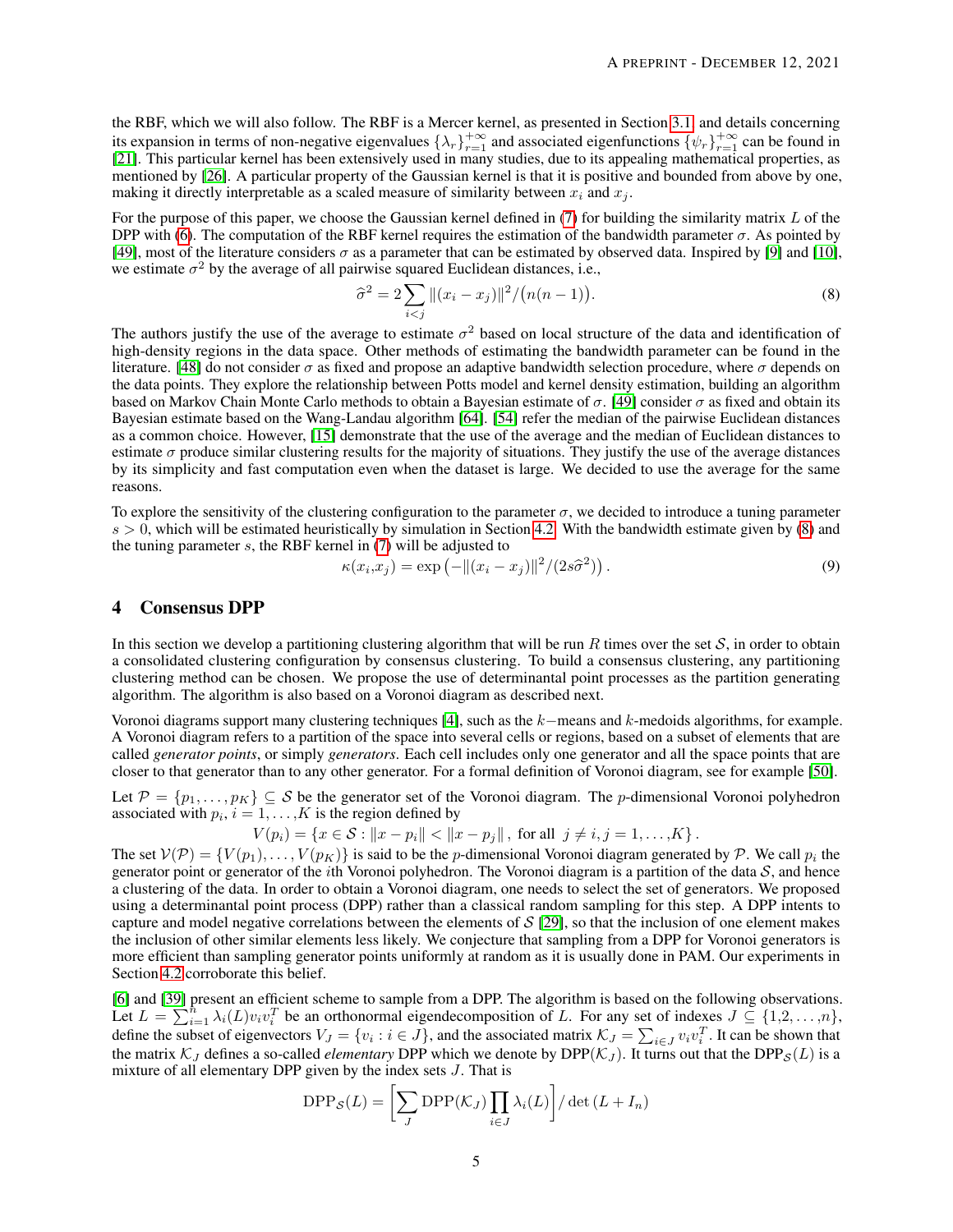the RBF, which we will also follow. The RBF is a Mercer kernel, as presented in Section 3.1 and details concerning its expansion in terms of non-negative eigenvalues $\{\lambda_r\}_{r=1}^{+\infty}$ and associated eigenfunctions $\{\psi_r\}_{r=1}^{+\infty}$ can be found in [21]. This particular kernel has been extensively used in many studies, due to its appealing mathematical properties, as mentioned by [26]. A particular property of the Gaussian kernel is that it is positive and bounded from above by one, making it directly interpretable as a scaled measure of similarity between $x_i$ and $x_j$.

For the purpose of this paper, we choose the Gaussian kernel defined in (7) for building the similarity matrix $L$ of the DPP with (6). The computation of the RBF kernel requires the estimation of the bandwidth parameter $\sigma$. As pointed by [49], most of the literature considers $\sigma$ as a parameter that can be estimated by observed data. Inspired by [9] and [10], we estimate $\sigma^2$ by the average of all pairwise squared Euclidean distances, i.e.,

$$\widehat{\sigma}^2 = 2\sum_{i<j} \|(x_i - x_j)\|^2 / \big(n(n-1)\big). \tag{8}$$

The authors justify the use of the average to estimate $\sigma^2$ based on local structure of the data and identification of high-density regions in the data space. Other methods of estimating the bandwidth parameter can be found in the literature. [48] do not consider $\sigma$ as fixed and propose an adaptive bandwidth selection procedure, where $\sigma$ depends on the data points. They explore the relationship between Potts model and kernel density estimation, building an algorithm based on Markov Chain Monte Carlo methods to obtain a Bayesian estimate of $\sigma$. [49] consider $\sigma$ as fixed and obtain its Bayesian estimate based on the Wang-Landau algorithm [64]. [54] refer the median of the pairwise Euclidean distances as a common choice. However, [15] demonstrate that the use of the average and the median of Euclidean distances to estimate $\sigma$ produce similar clustering results for the majority of situations. They justify the use of the average distances by its simplicity and fast computation even when the dataset is large. We decided to use the average for the same reasons.

To explore the sensitivity of the clustering configuration to the parameter $\sigma$, we decided to introduce a tuning parameter $s > 0$, which will be estimated heuristically by simulation in Section 4.2. With the bandwidth estimate given by (8) and the tuning parameter $s$, the RBF kernel in (7) will be adjusted to

$$\kappa(x_i,x_j) = \exp\left(-\|(x_i - x_j)\|^2/(2s\widehat{\sigma}^2)\right). \tag{9}$$

# 4 Consensus DPP

In this section we develop a partitioning clustering algorithm that will be run $R$ times over the set $\mathcal{S}$, in order to obtain a consolidated clustering configuration by consensus clustering. To build a consensus clustering, any partitioning clustering method can be chosen. We propose the use of determinantal point processes as the partition generating algorithm. The algorithm is also based on a Voronoi diagram as described next.

Voronoi diagrams support many clustering techniques [4], such as the $k-$means and $k$-medoids algorithms, for example. A Voronoi diagram refers to a partition of the space into several cells or regions, based on a subset of elements that are called *generator points*, or simply *generators*. Each cell includes only one generator and all the space points that are closer to that generator than to any other generator. For a formal definition of Voronoi diagram, see for example [50].

Let $\mathcal{P} = \{p_1, \ldots, p_K\} \subseteq \mathcal{S}$ be the generator set of the Voronoi diagram. The $p$-dimensional Voronoi polyhedron associated with $p_i$, $i = 1, \ldots, K$ is the region defined by

$$V(p_i) = \{x \in \mathcal{S} : \|x - p_i\| < \|x - p_j\|\,, \text{ for all } j \neq i, j = 1, \ldots, K\}.$$

The set $\mathcal{V}(\mathcal{P}) = \{V(p_1), \ldots, V(p_K)\}$ is said to be the $p$-dimensional Voronoi diagram generated by $\mathcal{P}$. We call $p_i$ the generator point or generator of the $i$th Voronoi polyhedron. The Voronoi diagram is a partition of the data $\mathcal{S}$, and hence a clustering of the data. In order to obtain a Voronoi diagram, one needs to select the set of generators. We proposed using a determinantal point process (DPP) rather than a classical random sampling for this step. A DPP intents to capture and model negative correlations between the elements of $\mathcal{S}$ [29], so that the inclusion of one element makes the inclusion of other similar elements less likely. We conjecture that sampling from a DPP for Voronoi generators is more efficient than sampling generator points uniformly at random as it is usually done in PAM. Our experiments in Section 4.2 corroborate this belief.

[6] and [39] present an efficient scheme to sample from a DPP. The algorithm is based on the following observations. Let $L = \sum_{i=1}^{n} \lambda_i(L) v_i v_i^T$ be an orthonormal eigendecomposition of $L$. For any set of indexes $J \subseteq \{1,2,\ldots,n\}$, define the subset of eigenvectors $V_J = \{v_i : i \in J\}$, and the associated matrix $\mathcal{K}_J = \sum_{i \in J} v_i v_i^T$. It can be shown that the matrix $\mathcal{K}_J$ defines a so-called *elementary* DPP which we denote by DPP($\mathcal{K}_J$). It turns out that the DPP$_{\mathcal{S}}(L)$ is a mixture of all elementary DPP given by the index sets $J$. That is

$$\text{DPP}_{\mathcal{S}}(L) = \left[\sum_{J} \text{DPP}(\mathcal{K}_J) \prod_{i \in J} \lambda_i(L)\right] / \det\left(L + I_n\right)$$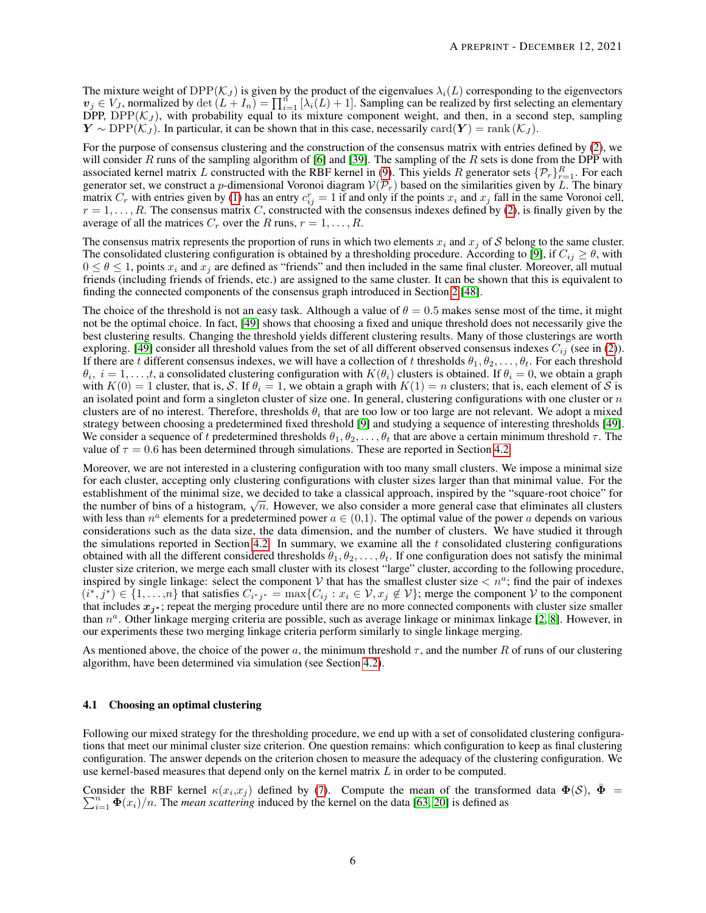The mixture weight of $\mathrm{DPP}(\mathcal{K}_J)$ is given by the product of the eigenvalues $\lambda_i(L)$ corresponding to the eigenvectors $\boldsymbol{v}_j \in V_J$, normalized by $\det(L + I_n) = \prod_{i=1}^{n}[\lambda_i(L) + 1]$. Sampling can be realized by first selecting an elementary DPP, $\mathrm{DPP}(\mathcal{K}_J)$, with probability equal to its mixture component weight, and then, in a second step, sampling $\boldsymbol{Y} \sim \mathrm{DPP}(\mathcal{K}_J)$. In particular, it can be shown that in this case, necessarily $\mathrm{card}(\boldsymbol{Y}) = \mathrm{rank}(\mathcal{K}_J)$.

For the purpose of consensus clustering and the construction of the consensus matrix with entries defined by (2), we will consider $R$ runs of the sampling algorithm of [6] and [39]. The sampling of the $R$ sets is done from the DPP with associated kernel matrix $L$ constructed with the RBF kernel in (9). This yields $R$ generator sets $\{\mathcal{P}_r\}_{r=1}^{R}$. For each generator set, we construct a $p$-dimensional Voronoi diagram $\mathcal{V}(\mathcal{P}_r)$ based on the similarities given by $L$. The binary matrix $C_r$ with entries given by (1) has an entry $c_{ij}^r = 1$ if and only if the points $x_i$ and $x_j$ fall in the same Voronoi cell, $r = 1, \ldots, R$. The consensus matrix $C$, constructed with the consensus indexes defined by (2), is finally given by the average of all the matrices $C_r$ over the $R$ runs, $r = 1, \ldots, R$.

The consensus matrix represents the proportion of runs in which two elements $x_i$ and $x_j$ of $\mathcal{S}$ belong to the same cluster. The consolidated clustering configuration is obtained by a thresholding procedure. According to [9], if $C_{ij} \geq \theta$, with $0 \leq \theta \leq 1$, points $x_i$ and $x_j$ are defined as "friends" and then included in the same final cluster. Moreover, all mutual friends (including friends of friends, etc.) are assigned to the same cluster. It can be shown that this is equivalent to finding the connected components of the consensus graph introduced in Section 2 [48].

The choice of the threshold is not an easy task. Although a value of $\theta = 0.5$ makes sense most of the time, it might not be the optimal choice. In fact, [49] shows that choosing a fixed and unique threshold does not necessarily give the best clustering results. Changing the threshold yields different clustering results. Many of those clusterings are worth exploring. [49] consider all threshold values from the set of all different observed consensus indexes $C_{ij}$ (see in (2)). If there are $t$ different consensus indexes, we will have a collection of $t$ thresholds $\theta_1, \theta_2, \ldots, \theta_t$. For each threshold $\theta_i$, $i = 1, \ldots, t$, a consolidated clustering configuration with $K(\theta_i)$ clusters is obtained. If $\theta_i = 0$, we obtain a graph with $K(0) = 1$ cluster, that is, $\mathcal{S}$. If $\theta_i = 1$, we obtain a graph with $K(1) = n$ clusters; that is, each element of $\mathcal{S}$ is an isolated point and form a singleton cluster of size one. In general, clustering configurations with one cluster or $n$ clusters are of no interest. Therefore, thresholds $\theta_i$ that are too low or too large are not relevant. We adopt a mixed strategy between choosing a predetermined fixed threshold [9] and studying a sequence of interesting thresholds [49]. We consider a sequence of $t$ predetermined thresholds $\theta_1, \theta_2, \ldots, \theta_t$ that are above a certain minimum threshold $\tau$. The value of $\tau = 0.6$ has been determined through simulations. These are reported in Section 4.2.

Moreover, we are not interested in a clustering configuration with too many small clusters. We impose a minimal size for each cluster, accepting only clustering configurations with cluster sizes larger than that minimal value. For the establishment of the minimal size, we decided to take a classical approach, inspired by the "square-root choice" for the number of bins of a histogram, $\sqrt{n}$. However, we also consider a more general case that eliminates all clusters with less than $n^a$ elements for a predetermined power $a \in (0,1)$. The optimal value of the power $a$ depends on various considerations such as the data size, the data dimension, and the number of clusters. We have studied it through the simulations reported in Section 4.2. In summary, we examine all the $t$ consolidated clustering configurations obtained with all the different considered thresholds $\theta_1, \theta_2, \ldots, \theta_t$. If one configuration does not satisfy the minimal cluster size criterion, we merge each small cluster with its closest "large" cluster, according to the following procedure, inspired by single linkage: select the component $\mathcal{V}$ that has the smallest cluster size $< n^a$; find the pair of indexes $(i^*, j^*) \in \{1, \ldots, n\}$ that satisfies $C_{i^*j^*} = \max\{C_{ij} : x_i \in \mathcal{V}, x_j \notin \mathcal{V}\}$; merge the component $\mathcal{V}$ to the component that includes $\boldsymbol{x_{j^*}}$; repeat the merging procedure until there are no more connected components with cluster size smaller than $n^a$. Other linkage merging criteria are possible, such as average linkage or minimax linkage [2, 8]. However, in our experiments these two merging linkage criteria perform similarly to single linkage merging.

As mentioned above, the choice of the power $a$, the minimum threshold $\tau$, and the number $R$ of runs of our clustering algorithm, have been determined via simulation (see Section 4.2).

### 4.1 Choosing an optimal clustering

Following our mixed strategy for the thresholding procedure, we end up with a set of consolidated clustering configurations that meet our minimal cluster size criterion. One question remains: which configuration to keep as final clustering configuration. The answer depends on the criterion chosen to measure the adequacy of the clustering configuration. We use kernel-based measures that depend only on the kernel matrix $L$ in order to be computed.

Consider the RBF kernel $\kappa(x_i, x_j)$ defined by (7). Compute the mean of the transformed data $\boldsymbol{\Phi}(\mathcal{S})$, $\bar{\boldsymbol{\Phi}} = \sum_{i=1}^{n} \boldsymbol{\Phi}(x_i)/n$. The *mean scattering* induced by the kernel on the data [63, 20] is defined as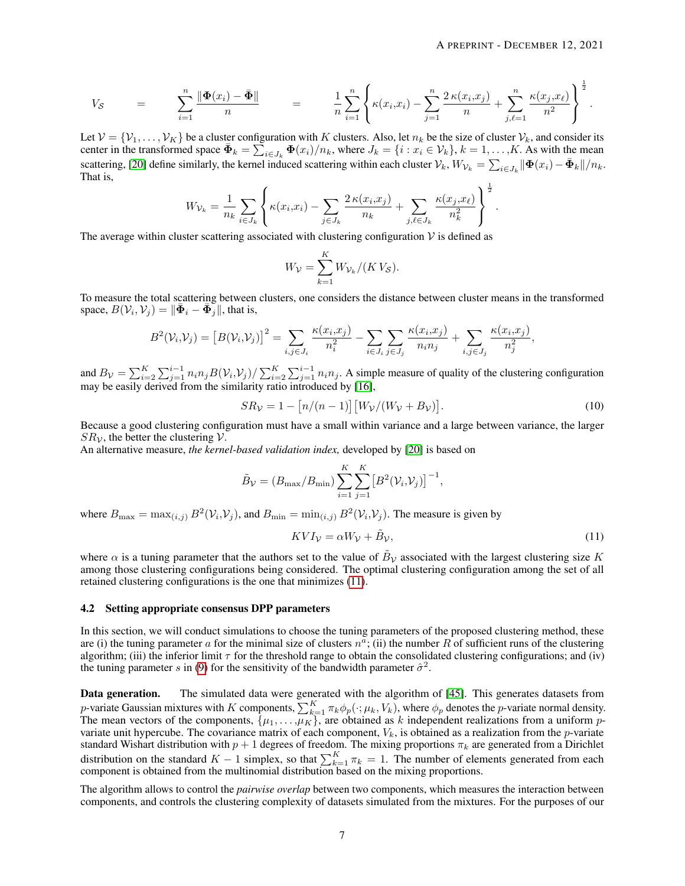$$V_{\mathcal{S}} \quad = \quad \sum_{i=1}^{n} \frac{\|\mathbf{\Phi}(x_i) - \bar{\mathbf{\Phi}}\|}{n} \quad = \quad \frac{1}{n} \sum_{i=1}^{n} \left\{ \kappa(x_i,x_i) - \sum_{j=1}^{n} \frac{2\,\kappa(x_i,x_j)}{n} + \sum_{j,\ell=1}^{n} \frac{\kappa(x_j,x_\ell)}{n^2} \right\}^{\frac{1}{2}}.$$

Let $\mathcal{V} = \{\mathcal{V}_1, \ldots, \mathcal{V}_K\}$ be a cluster configuration with $K$ clusters. Also, let $n_k$ be the size of cluster $\mathcal{V}_k$, and consider its center in the transformed space $\bar{\mathbf{\Phi}}_k = \sum_{i \in J_k} \mathbf{\Phi}(x_i)/n_k$, where $J_k = \{i : x_i \in \mathcal{V}_k\}$, $k = 1, \ldots, K$. As with the mean scattering, [20] define similarly, the kernel induced scattering within each cluster $\mathcal{V}_k$, $W_{\mathcal{V}_k} = \sum_{i \in J_k} \|\mathbf{\Phi}(x_i) - \bar{\mathbf{\Phi}}_k\|/n_k$. That is,

$$W_{\mathcal{V}_k} = \frac{1}{n_k} \sum_{i \in J_k} \left\{ \kappa(x_i,x_i) - \sum_{j \in J_k} \frac{2\,\kappa(x_i,x_j)}{n_k} + \sum_{j,\ell \in J_k} \frac{\kappa(x_j,x_\ell)}{n_k^2} \right\}^{\frac{1}{2}}.$$

The average within cluster scattering associated with clustering configuration $\mathcal{V}$ is defined as

$$W_{\mathcal{V}} = \sum_{k=1}^{K} W_{\mathcal{V}_k}/(K\, V_{\mathcal{S}}).$$

To measure the total scattering between clusters, one considers the distance between cluster means in the transformed space, $B(\mathcal{V}_i, \mathcal{V}_j) = \|\bar{\mathbf{\Phi}}_i - \bar{\mathbf{\Phi}}_j\|$, that is,

$$B^2(\mathcal{V}_i,\mathcal{V}_j) = \left[B(\mathcal{V}_i,\mathcal{V}_j)\right]^2 = \sum_{i,j \in J_i} \frac{\kappa(x_i,x_j)}{n_i^2} - \sum_{i \in J_i} \sum_{j \in J_j} \frac{\kappa(x_i,x_j)}{n_i n_j} + \sum_{i,j \in J_j} \frac{\kappa(x_i,x_j)}{n_j^2},$$

and $B_{\mathcal{V}} = \sum_{i=2}^{K} \sum_{j=1}^{i-1} n_i n_j B(\mathcal{V}_i,\mathcal{V}_j) / \sum_{i=2}^{K} \sum_{j=1}^{i-1} n_i n_j$. A simple measure of quality of the clustering configuration may be easily derived from the similarity ratio introduced by [16],

$$SR_{\mathcal{V}} = 1 - \left[n/(n-1)\right]\left[W_{\mathcal{V}}/(W_{\mathcal{V}} + B_{\mathcal{V}})\right]. \tag{10}$$

Because a good clustering configuration must have a small within variance and a large between variance, the larger $SR_{\mathcal{V}}$, the better the clustering $\mathcal{V}$.
An alternative measure, *the kernel-based validation index,* developed by [20] is based on

$$\tilde{B}_{\mathcal{V}} = (B_{\max}/B_{\min}) \sum_{i=1}^{K} \sum_{j=1}^{K} \left[B^2(\mathcal{V}_i,\mathcal{V}_j)\right]^{-1},$$

where $B_{\max} = \max_{(i,j)} B^2(\mathcal{V}_i,\mathcal{V}_j)$, and $B_{\min} = \min_{(i,j)} B^2(\mathcal{V}_i,\mathcal{V}_j)$. The measure is given by

$$KVI_{\mathcal{V}} = \alpha W_{\mathcal{V}} + \tilde{B}_{\mathcal{V}}, \tag{11}$$

where $\alpha$ is a tuning parameter that the authors set to the value of $\tilde{B}_{\mathcal{V}}$ associated with the largest clustering size $K$ among those clustering configurations being considered. The optimal clustering configuration among the set of all retained clustering configurations is the one that minimizes (11).

### 4.2 Setting appropriate consensus DPP parameters

In this section, we will conduct simulations to choose the tuning parameters of the proposed clustering method, these are (i) the tuning parameter $a$ for the minimal size of clusters $n^a$; (ii) the number $R$ of sufficient runs of the clustering algorithm; (iii) the inferior limit $\tau$ for the threshold range to obtain the consolidated clustering configurations; and (iv) the tuning parameter $s$ in (9) for the sensitivity of the bandwidth parameter $\hat{\sigma}^2$.

**Data generation.** The simulated data were generated with the algorithm of [45]. This generates datasets from $p$-variate Gaussian mixtures with $K$ components, $\sum_{k=1}^{K} \pi_k \phi_p(\cdot; \mu_k, V_k)$, where $\phi_p$ denotes the $p$-variate normal density. The mean vectors of the components, $\{\mu_1, \ldots, \mu_K\}$, are obtained as $k$ independent realizations from a uniform $p$-variate unit hypercube. The covariance matrix of each component, $V_k$, is obtained as a realization from the $p$-variate standard Wishart distribution with $p+1$ degrees of freedom. The mixing proportions $\pi_k$ are generated from a Dirichlet distribution on the standard $K-1$ simplex, so that $\sum_{k=1}^{K} \pi_k = 1$. The number of elements generated from each component is obtained from the multinomial distribution based on the mixing proportions.

The algorithm allows to control the *pairwise overlap* between two components, which measures the interaction between components, and controls the clustering complexity of datasets simulated from the mixtures. For the purposes of our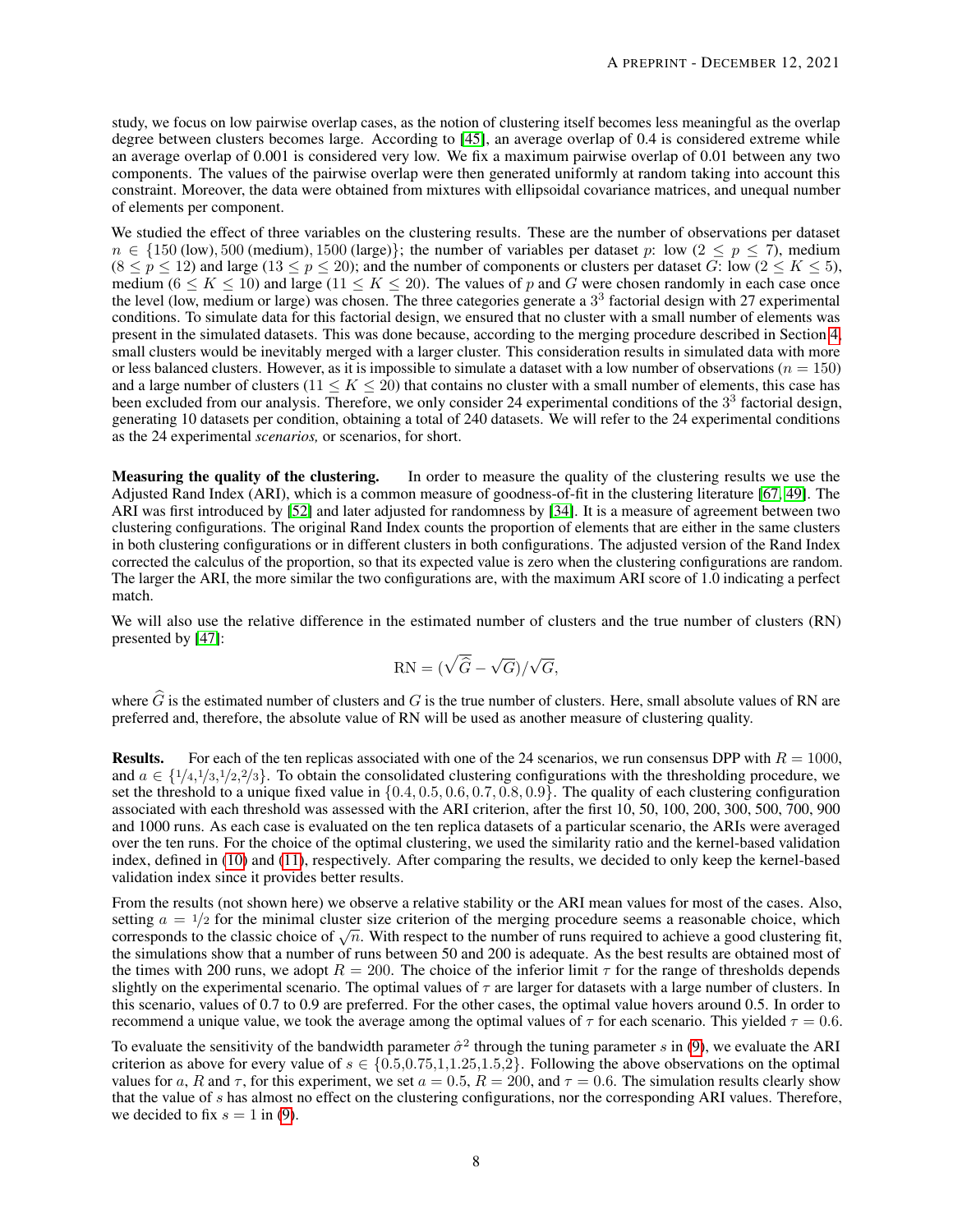study, we focus on low pairwise overlap cases, as the notion of clustering itself becomes less meaningful as the overlap degree between clusters becomes large. According to [45], an average overlap of 0.4 is considered extreme while an average overlap of 0.001 is considered very low. We fix a maximum pairwise overlap of 0.01 between any two components. The values of the pairwise overlap were then generated uniformly at random taking into account this constraint. Moreover, the data were obtained from mixtures with ellipsoidal covariance matrices, and unequal number of elements per component.

We studied the effect of three variables on the clustering results. These are the number of observations per dataset $n \in \{150 \text{ (low)}, 500 \text{ (medium)}, 1500 \text{ (large)}\}$; the number of variables per dataset $p$: low ($2 \leq p \leq 7$), medium ($8 \leq p \leq 12$) and large ($13 \leq p \leq 20$); and the number of components or clusters per dataset $G$: low ($2 \leq K \leq 5$), medium ($6 \leq K \leq 10$) and large ($11 \leq K \leq 20$). The values of $p$ and $G$ were chosen randomly in each case once the level (low, medium or large) was chosen. The three categories generate a $3^3$ factorial design with 27 experimental conditions. To simulate data for this factorial design, we ensured that no cluster with a small number of elements was present in the simulated datasets. This was done because, according to the merging procedure described in Section 4, small clusters would be inevitably merged with a larger cluster. This consideration results in simulated data with more or less balanced clusters. However, as it is impossible to simulate a dataset with a low number of observations ($n = 150$) and a large number of clusters ($11 \leq K \leq 20$) that contains no cluster with a small number of elements, this case has been excluded from our analysis. Therefore, we only consider 24 experimental conditions of the $3^3$ factorial design, generating 10 datasets per condition, obtaining a total of 240 datasets. We will refer to the 24 experimental conditions as the 24 experimental *scenarios,* or scenarios, for short.

**Measuring the quality of the clustering.** In order to measure the quality of the clustering results we use the Adjusted Rand Index (ARI), which is a common measure of goodness-of-fit in the clustering literature [67, 49]. The ARI was first introduced by [52] and later adjusted for randomness by [34]. It is a measure of agreement between two clustering configurations. The original Rand Index counts the proportion of elements that are either in the same clusters in both clustering configurations or in different clusters in both configurations. The adjusted version of the Rand Index corrected the calculus of the proportion, so that its expected value is zero when the clustering configurations are random. The larger the ARI, the more similar the two configurations are, with the maximum ARI score of 1.0 indicating a perfect match.

We will also use the relative difference in the estimated number of clusters and the true number of clusters (RN) presented by [47]:

$$\mathrm{RN} = (\sqrt{\widehat{G}} - \sqrt{G})/\sqrt{G},$$

where $\widehat{G}$ is the estimated number of clusters and $G$ is the true number of clusters. Here, small absolute values of RN are preferred and, therefore, the absolute value of RN will be used as another measure of clustering quality.

**Results.** For each of the ten replicas associated with one of the 24 scenarios, we run consensus DPP with $R = 1000$, and $a \in \{1/4, 1/3, 1/2, 2/3\}$. To obtain the consolidated clustering configurations with the thresholding procedure, we set the threshold to a unique fixed value in $\{0.4, 0.5, 0.6, 0.7, 0.8, 0.9\}$. The quality of each clustering configuration associated with each threshold was assessed with the ARI criterion, after the first 10, 50, 100, 200, 300, 500, 700, 900 and 1000 runs. As each case is evaluated on the ten replica datasets of a particular scenario, the ARIs were averaged over the ten runs. For the choice of the optimal clustering, we used the similarity ratio and the kernel-based validation index, defined in (10) and (11), respectively. After comparing the results, we decided to only keep the kernel-based validation index since it provides better results.

From the results (not shown here) we observe a relative stability or the ARI mean values for most of the cases. Also, setting $a = 1/2$ for the minimal cluster size criterion of the merging procedure seems a reasonable choice, which corresponds to the classic choice of $\sqrt{n}$. With respect to the number of runs required to achieve a good clustering fit, the simulations show that a number of runs between 50 and 200 is adequate. As the best results are obtained most of the times with 200 runs, we adopt $R = 200$. The choice of the inferior limit $\tau$ for the range of thresholds depends slightly on the experimental scenario. The optimal values of $\tau$ are larger for datasets with a large number of clusters. In this scenario, values of 0.7 to 0.9 are preferred. For the other cases, the optimal value hovers around 0.5. In order to recommend a unique value, we took the average among the optimal values of $\tau$ for each scenario. This yielded $\tau = 0.6$.

To evaluate the sensitivity of the bandwidth parameter $\hat{\sigma}^2$ through the tuning parameter $s$ in (9), we evaluate the ARI criterion as above for every value of $s \in \{0.5, 0.75, 1, 1.25, 1.5, 2\}$. Following the above observations on the optimal values for $a$, $R$ and $\tau$, for this experiment, we set $a = 0.5$, $R = 200$, and $\tau = 0.6$. The simulation results clearly show that the value of $s$ has almost no effect on the clustering configurations, nor the corresponding ARI values. Therefore, we decided to fix $s = 1$ in (9).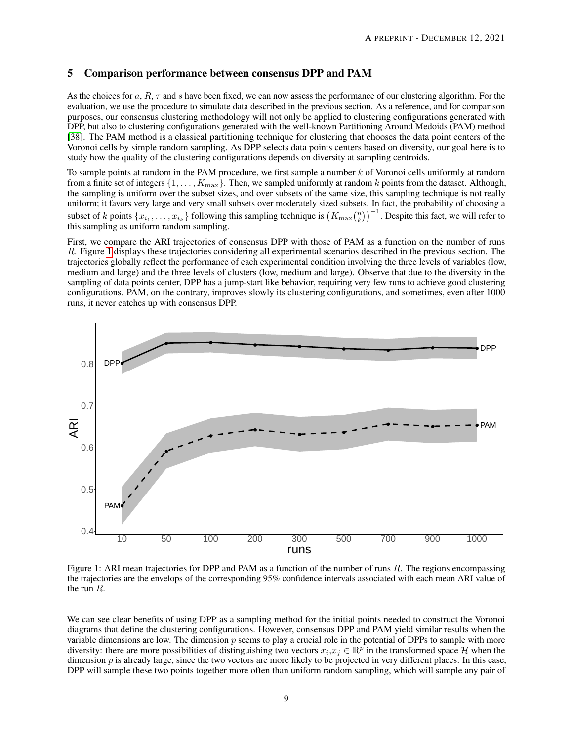## 5 Comparison performance between consensus DPP and PAM

As the choices for $a$, $R$, $\tau$ and $s$ have been fixed, we can now assess the performance of our clustering algorithm. For the evaluation, we use the procedure to simulate data described in the previous section. As a reference, and for comparison purposes, our consensus clustering methodology will not only be applied to clustering configurations generated with DPP, but also to clustering configurations generated with the well-known Partitioning Around Medoids (PAM) method [38]. The PAM method is a classical partitioning technique for clustering that chooses the data point centers of the Voronoi cells by simple random sampling. As DPP selects data points centers based on diversity, our goal here is to study how the quality of the clustering configurations depends on diversity at sampling centroids.

To sample points at random in the PAM procedure, we first sample a number $k$ of Voronoi cells uniformly at random from a finite set of integers $\{1, \ldots, K_{\max}\}$. Then, we sampled uniformly at random $k$ points from the dataset. Although, the sampling is uniform over the subset sizes, and over subsets of the same size, this sampling technique is not really uniform; it favors very large and very small subsets over moderately sized subsets. In fact, the probability of choosing a subset of $k$ points $\{x_{i_1}, \ldots, x_{i_k}\}$ following this sampling technique is $\left(K_{\max}\binom{n}{k}\right)^{-1}$. Despite this fact, we will refer to this sampling as uniform random sampling.

First, we compare the ARI trajectories of consensus DPP with those of PAM as a function on the number of runs $R$. Figure 1 displays these trajectories considering all experimental scenarios described in the previous section. The trajectories globally reflect the performance of each experimental condition involving the three levels of variables (low, medium and large) and the three levels of clusters (low, medium and large). Observe that due to the diversity in the sampling of data points center, DPP has a jump-start like behavior, requiring very few runs to achieve good clustering configurations. PAM, on the contrary, improves slowly its clustering configurations, and sometimes, even after 1000 runs, it never catches up with consensus DPP.

Figure 1: ARI mean trajectories for DPP and PAM as a function of the number of runs $R$. The regions encompassing the trajectories are the envelops of the corresponding 95% confidence intervals associated with each mean ARI value of the run $R$.

We can see clear benefits of using DPP as a sampling method for the initial points needed to construct the Voronoi diagrams that define the clustering configurations. However, consensus DPP and PAM yield similar results when the variable dimensions are low. The dimension $p$ seems to play a crucial role in the potential of DPPs to sample with more diversity: there are more possibilities of distinguishing two vectors $x_i, x_j \in \mathbb{R}^p$ in the transformed space $\mathcal{H}$ when the dimension $p$ is already large, since the two vectors are more likely to be projected in very different places. In this case, DPP will sample these two points together more often than uniform random sampling, which will sample any pair of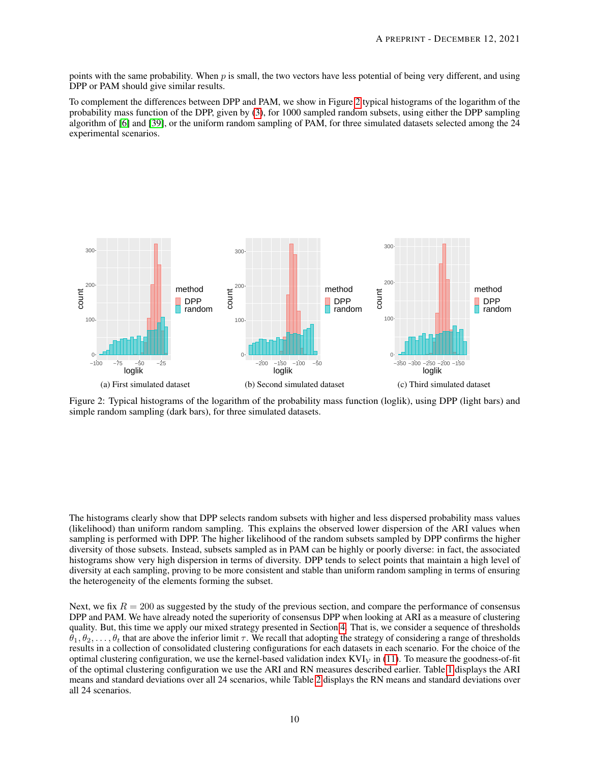points with the same probability. When $p$ is small, the two vectors have less potential of being very different, and using DPP or PAM should give similar results.

To complement the differences between DPP and PAM, we show in Figure 2 typical histograms of the logarithm of the probability mass function of the DPP, given by (3), for 1000 sampled random subsets, using either the DPP sampling algorithm of [6] and [39], or the uniform random sampling of PAM, for three simulated datasets selected among the 24 experimental scenarios.

(a) First simulated dataset

(b) Second simulated dataset

(c) Third simulated dataset

Figure 2: Typical histograms of the logarithm of the probability mass function (loglik), using DPP (light bars) and simple random sampling (dark bars), for three simulated datasets.

The histograms clearly show that DPP selects random subsets with higher and less dispersed probability mass values (likelihood) than uniform random sampling. This explains the observed lower dispersion of the ARI values when sampling is performed with DPP. The higher likelihood of the random subsets sampled by DPP confirms the higher diversity of those subsets. Instead, subsets sampled as in PAM can be highly or poorly diverse: in fact, the associated histograms show very high dispersion in terms of diversity. DPP tends to select points that maintain a high level of diversity at each sampling, proving to be more consistent and stable than uniform random sampling in terms of ensuring the heterogeneity of the elements forming the subset.

Next, we fix $R = 200$ as suggested by the study of the previous section, and compare the performance of consensus DPP and PAM. We have already noted the superiority of consensus DPP when looking at ARI as a measure of clustering quality. But, this time we apply our mixed strategy presented in Section 4. That is, we consider a sequence of thresholds $\theta_1, \theta_2, \ldots, \theta_t$ that are above the inferior limit $\tau$. We recall that adopting the strategy of considering a range of thresholds results in a collection of consolidated clustering configurations for each datasets in each scenario. For the choice of the optimal clustering configuration, we use the kernel-based validation index $\text{KVI}_{\mathcal{V}}$ in (11). To measure the goodness-of-fit of the optimal clustering configuration we use the ARI and RN measures described earlier. Table 1 displays the ARI means and standard deviations over all 24 scenarios, while Table 2 displays the RN means and standard deviations over all 24 scenarios.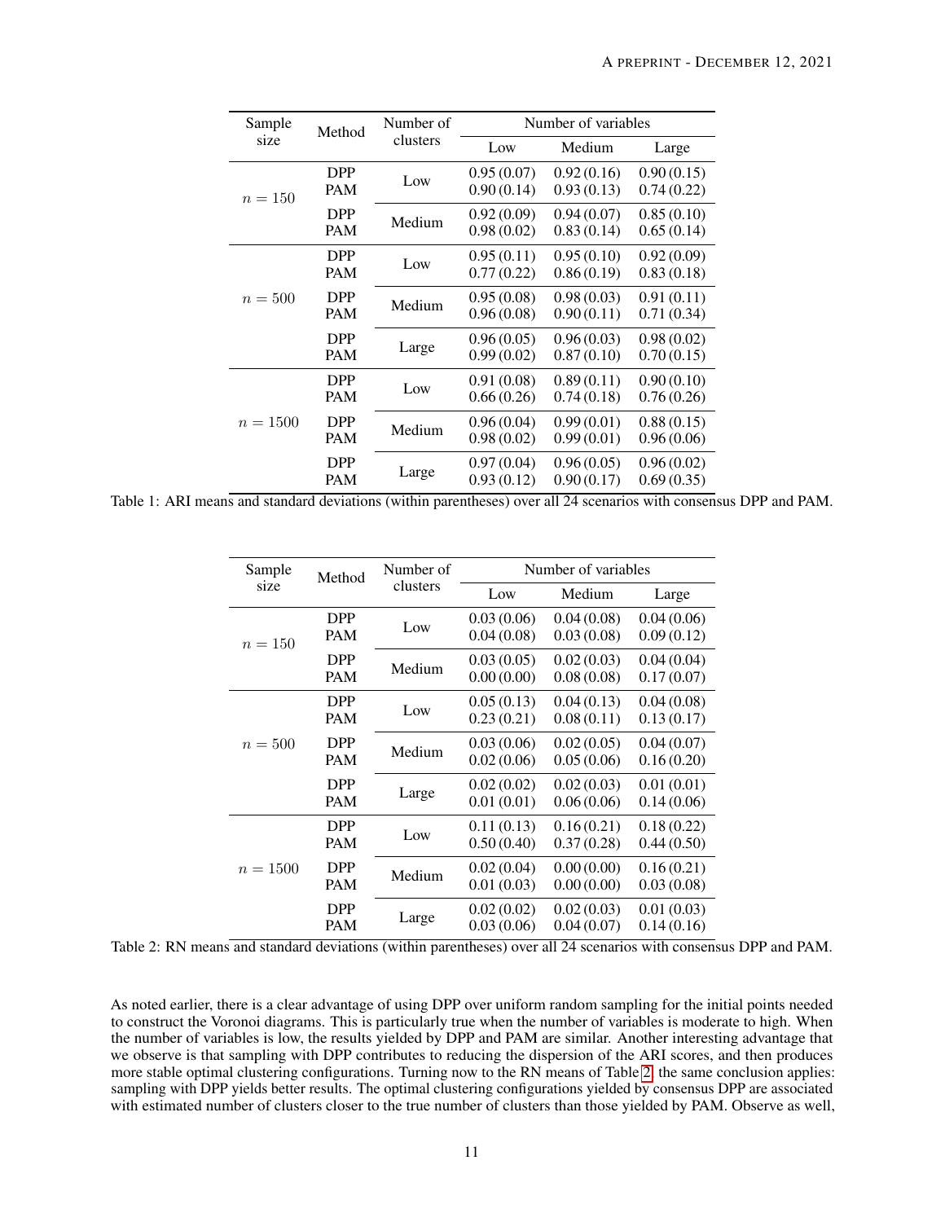| Sample size | Method | Number of clusters | Number of variables | | |
|---|---|---|---|---|---|
| | | | Low | Medium | Large |
| $n = 150$ | DPP | Low | 0.95 (0.07) | 0.92 (0.16) | 0.90 (0.15) |
| | PAM | | 0.90 (0.14) | 0.93 (0.13) | 0.74 (0.22) |
| | DPP | Medium | 0.92 (0.09) | 0.94 (0.07) | 0.85 (0.10) |
| | PAM | | 0.98 (0.02) | 0.83 (0.14) | 0.65 (0.14) |
| $n = 500$ | DPP | Low | 0.95 (0.11) | 0.95 (0.10) | 0.92 (0.09) |
| | PAM | | 0.77 (0.22) | 0.86 (0.19) | 0.83 (0.18) |
| | DPP | Medium | 0.95 (0.08) | 0.98 (0.03) | 0.91 (0.11) |
| | PAM | | 0.96 (0.08) | 0.90 (0.11) | 0.71 (0.34) |
| | DPP | Large | 0.96 (0.05) | 0.96 (0.03) | 0.98 (0.02) |
| | PAM | | 0.99 (0.02) | 0.87 (0.10) | 0.70 (0.15) |
| $n = 1500$ | DPP | Low | 0.91 (0.08) | 0.89 (0.11) | 0.90 (0.10) |
| | PAM | | 0.66 (0.26) | 0.74 (0.18) | 0.76 (0.26) |
| | DPP | Medium | 0.96 (0.04) | 0.99 (0.01) | 0.88 (0.15) |
| | PAM | | 0.98 (0.02) | 0.99 (0.01) | 0.96 (0.06) |
| | DPP | Large | 0.97 (0.04) | 0.96 (0.05) | 0.96 (0.02) |
| | PAM | | 0.93 (0.12) | 0.90 (0.17) | 0.69 (0.35) |

Table 1: ARI means and standard deviations (within parentheses) over all 24 scenarios with consensus DPP and PAM.

| Sample size | Method | Number of clusters | Number of variables | | |
|---|---|---|---|---|---|
| | | | Low | Medium | Large |
| $n = 150$ | DPP | Low | 0.03 (0.06) | 0.04 (0.08) | 0.04 (0.06) |
| | PAM | | 0.04 (0.08) | 0.03 (0.08) | 0.09 (0.12) |
| | DPP | Medium | 0.03 (0.05) | 0.02 (0.03) | 0.04 (0.04) |
| | PAM | | 0.00 (0.00) | 0.08 (0.08) | 0.17 (0.07) |
| $n = 500$ | DPP | Low | 0.05 (0.13) | 0.04 (0.13) | 0.04 (0.08) |
| | PAM | | 0.23 (0.21) | 0.08 (0.11) | 0.13 (0.17) |
| | DPP | Medium | 0.03 (0.06) | 0.02 (0.05) | 0.04 (0.07) |
| | PAM | | 0.02 (0.06) | 0.05 (0.06) | 0.16 (0.20) |
| | DPP | Large | 0.02 (0.02) | 0.02 (0.03) | 0.01 (0.01) |
| | PAM | | 0.01 (0.01) | 0.06 (0.06) | 0.14 (0.06) |
| $n = 1500$ | DPP | Low | 0.11 (0.13) | 0.16 (0.21) | 0.18 (0.22) |
| | PAM | | 0.50 (0.40) | 0.37 (0.28) | 0.44 (0.50) |
| | DPP | Medium | 0.02 (0.04) | 0.00 (0.00) | 0.16 (0.21) |
| | PAM | | 0.01 (0.03) | 0.00 (0.00) | 0.03 (0.08) |
| | DPP | Large | 0.02 (0.02) | 0.02 (0.03) | 0.01 (0.03) |
| | PAM | | 0.03 (0.06) | 0.04 (0.07) | 0.14 (0.16) |

Table 2: RN means and standard deviations (within parentheses) over all 24 scenarios with consensus DPP and PAM.

As noted earlier, there is a clear advantage of using DPP over uniform random sampling for the initial points needed to construct the Voronoi diagrams. This is particularly true when the number of variables is moderate to high. When the number of variables is low, the results yielded by DPP and PAM are similar. Another interesting advantage that we observe is that sampling with DPP contributes to reducing the dispersion of the ARI scores, and then produces more stable optimal clustering configurations. Turning now to the RN means of Table 2, the same conclusion applies: sampling with DPP yields better results. The optimal clustering configurations yielded by consensus DPP are associated with estimated number of clusters closer to the true number of clusters than those yielded by PAM. Observe as well,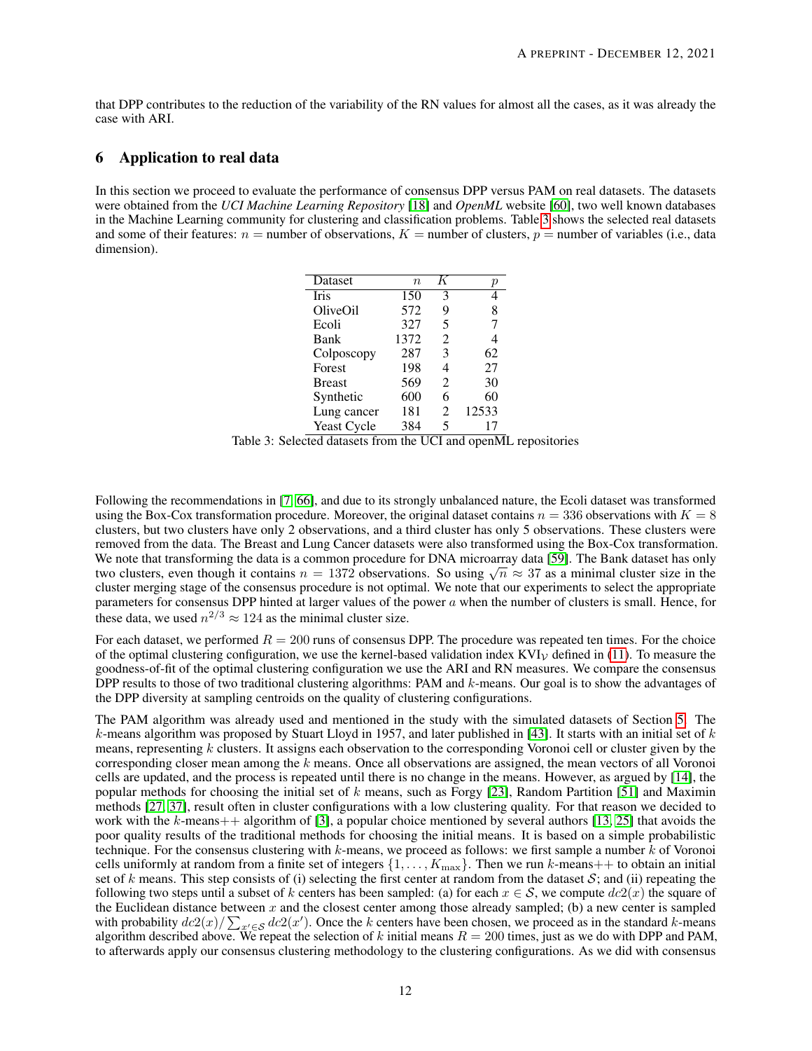that DPP contributes to the reduction of the variability of the RN values for almost all the cases, as it was already the case with ARI.

## 6 Application to real data

In this section we proceed to evaluate the performance of consensus DPP versus PAM on real datasets. The datasets were obtained from the *UCI Machine Learning Repository* [18] and *OpenML* website [60], two well known databases in the Machine Learning community for clustering and classification problems. Table 3 shows the selected real datasets and some of their features: $n$ = number of observations, $K$ = number of clusters, $p$ = number of variables (i.e., data dimension).

| Dataset | $n$ | $K$ | $p$ |
|---|---|---|---|
| Iris | 150 | 3 | 4 |
| OliveOil | 572 | 9 | 8 |
| Ecoli | 327 | 5 | 7 |
| Bank | 1372 | 2 | 4 |
| Colposcopy | 287 | 3 | 62 |
| Forest | 198 | 4 | 27 |
| Breast | 569 | 2 | 30 |
| Synthetic | 600 | 6 | 60 |
| Lung cancer | 181 | 2 | 12533 |
| Yeast Cycle | 384 | 5 | 17 |

Table 3: Selected datasets from the UCI and openML repositories

Following the recommendations in [7, 66], and due to its strongly unbalanced nature, the Ecoli dataset was transformed using the Box-Cox transformation procedure. Moreover, the original dataset contains $n = 336$ observations with $K = 8$ clusters, but two clusters have only 2 observations, and a third cluster has only 5 observations. These clusters were removed from the data. The Breast and Lung Cancer datasets were also transformed using the Box-Cox transformation. We note that transforming the data is a common procedure for DNA microarray data [59]. The Bank dataset has only two clusters, even though it contains $n = 1372$ observations. So using $\sqrt{n} \approx 37$ as a minimal cluster size in the cluster merging stage of the consensus procedure is not optimal. We note that our experiments to select the appropriate parameters for consensus DPP hinted at larger values of the power $a$ when the number of clusters is small. Hence, for these data, we used $n^{2/3} \approx 124$ as the minimal cluster size.

For each dataset, we performed $R = 200$ runs of consensus DPP. The procedure was repeated ten times. For the choice of the optimal clustering configuration, we use the kernel-based validation index $\mathrm{KVI}_{\mathcal{V}}$ defined in (11). To measure the goodness-of-fit of the optimal clustering configuration we use the ARI and RN measures. We compare the consensus DPP results to those of two traditional clustering algorithms: PAM and $k$-means. Our goal is to show the advantages of the DPP diversity at sampling centroids on the quality of clustering configurations.

The PAM algorithm was already used and mentioned in the study with the simulated datasets of Section 5. The $k$-means algorithm was proposed by Stuart Lloyd in 1957, and later published in [43]. It starts with an initial set of $k$ means, representing $k$ clusters. It assigns each observation to the corresponding Voronoi cell or cluster given by the corresponding closer mean among the $k$ means. Once all observations are assigned, the mean vectors of all Voronoi cells are updated, and the process is repeated until there is no change in the means. However, as argued by [14], the popular methods for choosing the initial set of $k$ means, such as Forgy [23], Random Partition [51] and Maximin methods [27, 37], result often in cluster configurations with a low clustering quality. For that reason we decided to work with the $k$-means++ algorithm of [3], a popular choice mentioned by several authors [13, 25] that avoids the poor quality results of the traditional methods for choosing the initial means. It is based on a simple probabilistic technique. For the consensus clustering with $k$-means, we proceed as follows: we first sample a number $k$ of Voronoi cells uniformly at random from a finite set of integers $\{1, \ldots, K_{\max}\}$. Then we run $k$-means++ to obtain an initial set of $k$ means. This step consists of (i) selecting the first center at random from the dataset $\mathcal{S}$; and (ii) repeating the following two steps until a subset of $k$ centers has been sampled: (a) for each $x \in \mathcal{S}$, we compute $dc2(x)$ the square of the Euclidean distance between $x$ and the closest center among those already sampled; (b) a new center is sampled with probability $dc2(x)/\sum_{x' \in \mathcal{S}} dc2(x')$. Once the $k$ centers have been chosen, we proceed as in the standard $k$-means algorithm described above. We repeat the selection of $k$ initial means $R = 200$ times, just as we do with DPP and PAM, to afterwards apply our consensus clustering methodology to the clustering configurations. As we did with consensus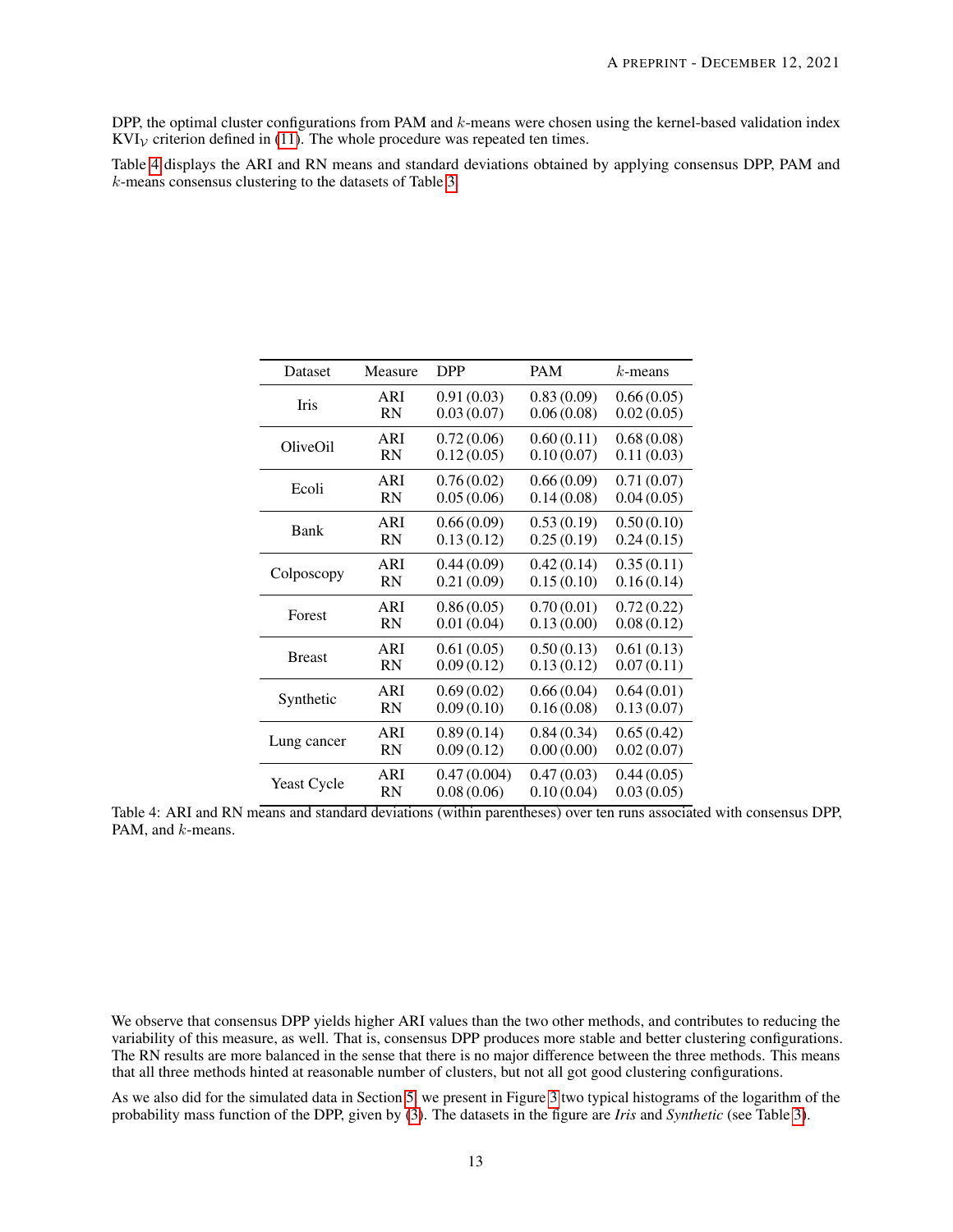DPP, the optimal cluster configurations from PAM and $k$-means were chosen using the kernel-based validation index $\mathrm{KVI}_{\mathcal{V}}$ criterion defined in (11). The whole procedure was repeated ten times.

Table 4 displays the ARI and RN means and standard deviations obtained by applying consensus DPP, PAM and $k$-means consensus clustering to the datasets of Table 3.

| Dataset | Measure | DPP | PAM | $k$-means |
|---|---|---|---|---|
| Iris | ARI | 0.91 (0.03) | 0.83 (0.09) | 0.66 (0.05) |
| | RN | 0.03 (0.07) | 0.06 (0.08) | 0.02 (0.05) |
| OliveOil | ARI | 0.72 (0.06) | 0.60 (0.11) | 0.68 (0.08) |
| | RN | 0.12 (0.05) | 0.10 (0.07) | 0.11 (0.03) |
| Ecoli | ARI | 0.76 (0.02) | 0.66 (0.09) | 0.71 (0.07) |
| | RN | 0.05 (0.06) | 0.14 (0.08) | 0.04 (0.05) |
| Bank | ARI | 0.66 (0.09) | 0.53 (0.19) | 0.50 (0.10) |
| | RN | 0.13 (0.12) | 0.25 (0.19) | 0.24 (0.15) |
| Colposcopy | ARI | 0.44 (0.09) | 0.42 (0.14) | 0.35 (0.11) |
| | RN | 0.21 (0.09) | 0.15 (0.10) | 0.16 (0.14) |
| Forest | ARI | 0.86 (0.05) | 0.70 (0.01) | 0.72 (0.22) |
| | RN | 0.01 (0.04) | 0.13 (0.00) | 0.08 (0.12) |
| Breast | ARI | 0.61 (0.05) | 0.50 (0.13) | 0.61 (0.13) |
| | RN | 0.09 (0.12) | 0.13 (0.12) | 0.07 (0.11) |
| Synthetic | ARI | 0.69 (0.02) | 0.66 (0.04) | 0.64 (0.01) |
| | RN | 0.09 (0.10) | 0.16 (0.08) | 0.13 (0.07) |
| Lung cancer | ARI | 0.89 (0.14) | 0.84 (0.34) | 0.65 (0.42) |
| | RN | 0.09 (0.12) | 0.00 (0.00) | 0.02 (0.07) |
| Yeast Cycle | ARI | 0.47 (0.004) | 0.47 (0.03) | 0.44 (0.05) |
| | RN | 0.08 (0.06) | 0.10 (0.04) | 0.03 (0.05) |

Table 4: ARI and RN means and standard deviations (within parentheses) over ten runs associated with consensus DPP, PAM, and $k$-means.

We observe that consensus DPP yields higher ARI values than the two other methods, and contributes to reducing the variability of this measure, as well. That is, consensus DPP produces more stable and better clustering configurations. The RN results are more balanced in the sense that there is no major difference between the three methods. This means that all three methods hinted at reasonable number of clusters, but not all got good clustering configurations.

As we also did for the simulated data in Section 5, we present in Figure 3 two typical histograms of the logarithm of the probability mass function of the DPP, given by (3). The datasets in the figure are *Iris* and *Synthetic* (see Table 3).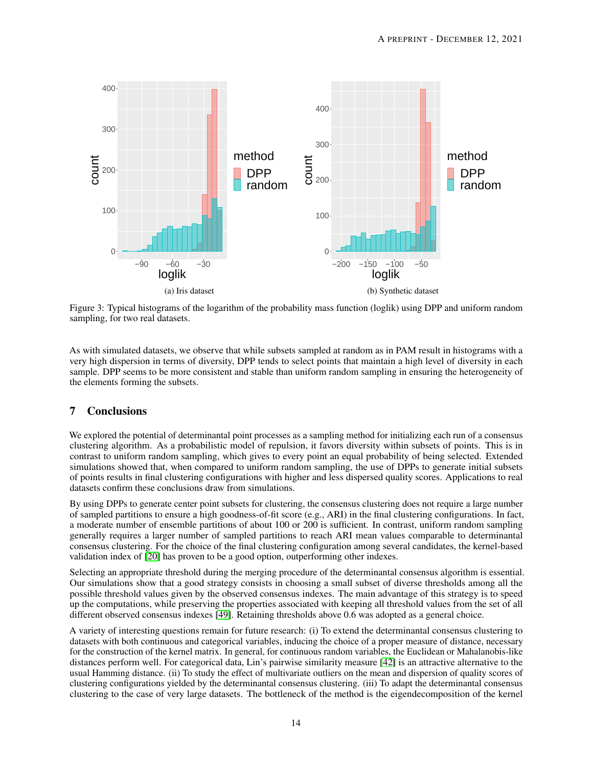(a) Iris dataset

(b) Synthetic dataset

Figure 3: Typical histograms of the logarithm of the probability mass function (loglik) using DPP and uniform random sampling, for two real datasets.

As with simulated datasets, we observe that while subsets sampled at random as in PAM result in histograms with a very high dispersion in terms of diversity, DPP tends to select points that maintain a high level of diversity in each sample. DPP seems to be more consistent and stable than uniform random sampling in ensuring the heterogeneity of the elements forming the subsets.

## 7 Conclusions

We explored the potential of determinantal point processes as a sampling method for initializing each run of a consensus clustering algorithm. As a probabilistic model of repulsion, it favors diversity within subsets of points. This is in contrast to uniform random sampling, which gives to every point an equal probability of being selected. Extended simulations showed that, when compared to uniform random sampling, the use of DPPs to generate initial subsets of points results in final clustering configurations with higher and less dispersed quality scores. Applications to real datasets confirm these conclusions draw from simulations.

By using DPPs to generate center point subsets for clustering, the consensus clustering does not require a large number of sampled partitions to ensure a high goodness-of-fit score (e.g., ARI) in the final clustering configurations. In fact, a moderate number of ensemble partitions of about 100 or 200 is sufficient. In contrast, uniform random sampling generally requires a larger number of sampled partitions to reach ARI mean values comparable to determinantal consensus clustering. For the choice of the final clustering configuration among several candidates, the kernel-based validation index of [20] has proven to be a good option, outperforming other indexes.

Selecting an appropriate threshold during the merging procedure of the determinantal consensus algorithm is essential. Our simulations show that a good strategy consists in choosing a small subset of diverse thresholds among all the possible threshold values given by the observed consensus indexes. The main advantage of this strategy is to speed up the computations, while preserving the properties associated with keeping all threshold values from the set of all different observed consensus indexes [49]. Retaining thresholds above 0.6 was adopted as a general choice.

A variety of interesting questions remain for future research: (i) To extend the determinantal consensus clustering to datasets with both continuous and categorical variables, inducing the choice of a proper measure of distance, necessary for the construction of the kernel matrix. In general, for continuous random variables, the Euclidean or Mahalanobis-like distances perform well. For categorical data, Lin's pairwise similarity measure [42] is an attractive alternative to the usual Hamming distance. (ii) To study the effect of multivariate outliers on the mean and dispersion of quality scores of clustering configurations yielded by the determinantal consensus clustering. (iii) To adapt the determinantal consensus clustering to the case of very large datasets. The bottleneck of the method is the eigendecomposition of the kernel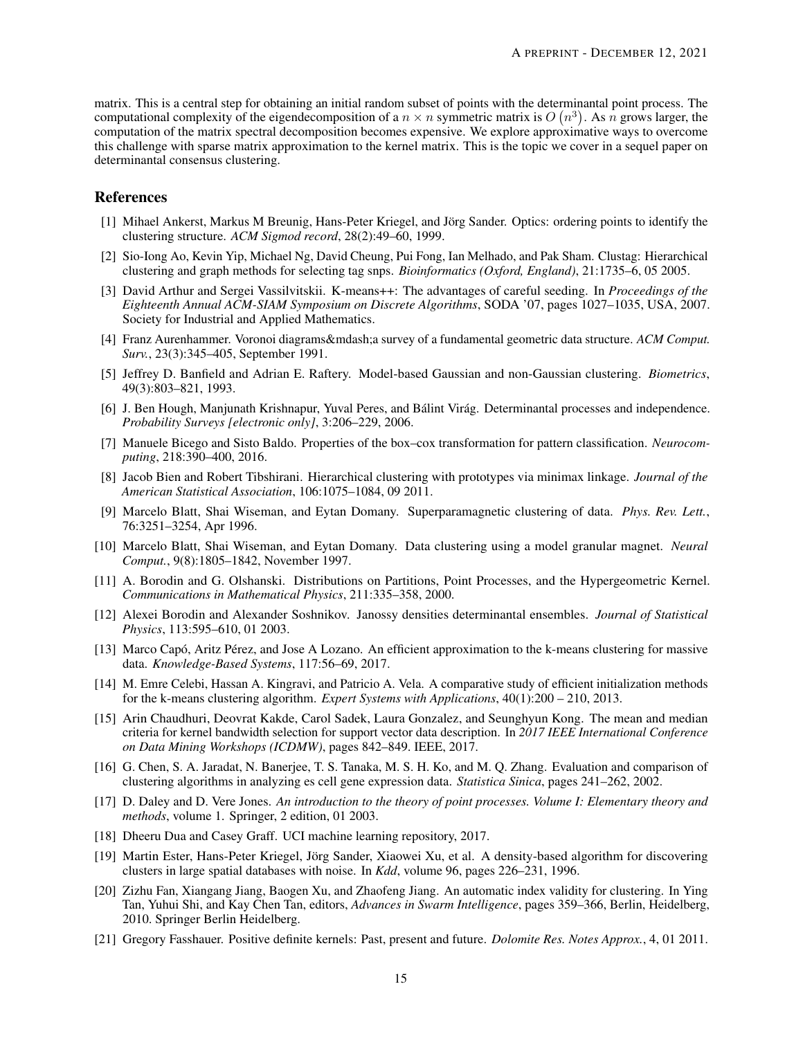matrix. This is a central step for obtaining an initial random subset of points with the determinantal point process. The computational complexity of the eigendecomposition of a $n \times n$ symmetric matrix is $O\left(n^3\right)$. As $n$ grows larger, the computation of the matrix spectral decomposition becomes expensive. We explore approximative ways to overcome this challenge with sparse matrix approximation to the kernel matrix. This is the topic we cover in a sequel paper on determinantal consensus clustering.

## References

[1] Mihael Ankerst, Markus M Breunig, Hans-Peter Kriegel, and Jörg Sander. Optics: ordering points to identify the clustering structure. *ACM Sigmod record*, 28(2):49–60, 1999.

[2] Sio-Iong Ao, Kevin Yip, Michael Ng, David Cheung, Pui Fong, Ian Melhado, and Pak Sham. Clustag: Hierarchical clustering and graph methods for selecting tag snps. *Bioinformatics (Oxford, England)*, 21:1735–6, 05 2005.

[3] David Arthur and Sergei Vassilvitskii. K-means++: The advantages of careful seeding. In *Proceedings of the Eighteenth Annual ACM-SIAM Symposium on Discrete Algorithms*, SODA '07, pages 1027–1035, USA, 2007. Society for Industrial and Applied Mathematics.

[4] Franz Aurenhammer. Voronoi diagrams&mdash;a survey of a fundamental geometric data structure. *ACM Comput. Surv.*, 23(3):345–405, September 1991.

[5] Jeffrey D. Banfield and Adrian E. Raftery. Model-based Gaussian and non-Gaussian clustering. *Biometrics*, 49(3):803–821, 1993.

[6] J. Ben Hough, Manjunath Krishnapur, Yuval Peres, and Bálint Virág. Determinantal processes and independence. *Probability Surveys [electronic only]*, 3:206–229, 2006.

[7] Manuele Bicego and Sisto Baldo. Properties of the box–cox transformation for pattern classification. *Neurocomputing*, 218:390–400, 2016.

[8] Jacob Bien and Robert Tibshirani. Hierarchical clustering with prototypes via minimax linkage. *Journal of the American Statistical Association*, 106:1075–1084, 09 2011.

[9] Marcelo Blatt, Shai Wiseman, and Eytan Domany. Superparamagnetic clustering of data. *Phys. Rev. Lett.*, 76:3251–3254, Apr 1996.

[10] Marcelo Blatt, Shai Wiseman, and Eytan Domany. Data clustering using a model granular magnet. *Neural Comput.*, 9(8):1805–1842, November 1997.

[11] A. Borodin and G. Olshanski. Distributions on Partitions, Point Processes, and the Hypergeometric Kernel. *Communications in Mathematical Physics*, 211:335–358, 2000.

[12] Alexei Borodin and Alexander Soshnikov. Janossy densities determinantal ensembles. *Journal of Statistical Physics*, 113:595–610, 01 2003.

[13] Marco Capó, Aritz Pérez, and Jose A Lozano. An efficient approximation to the k-means clustering for massive data. *Knowledge-Based Systems*, 117:56–69, 2017.

[14] M. Emre Celebi, Hassan A. Kingravi, and Patricio A. Vela. A comparative study of efficient initialization methods for the k-means clustering algorithm. *Expert Systems with Applications*, 40(1):200 – 210, 2013.

[15] Arin Chaudhuri, Deovrat Kakde, Carol Sadek, Laura Gonzalez, and Seunghyun Kong. The mean and median criteria for kernel bandwidth selection for support vector data description. In *2017 IEEE International Conference on Data Mining Workshops (ICDMW)*, pages 842–849. IEEE, 2017.

[16] G. Chen, S. A. Jaradat, N. Banerjee, T. S. Tanaka, M. S. H. Ko, and M. Q. Zhang. Evaluation and comparison of clustering algorithms in analyzing es cell gene expression data. *Statistica Sinica*, pages 241–262, 2002.

[17] D. Daley and D. Vere Jones. *An introduction to the theory of point processes. Volume I: Elementary theory and methods*, volume 1. Springer, 2 edition, 01 2003.

[18] Dheeru Dua and Casey Graff. UCI machine learning repository, 2017.

[19] Martin Ester, Hans-Peter Kriegel, Jörg Sander, Xiaowei Xu, et al. A density-based algorithm for discovering clusters in large spatial databases with noise. In *Kdd*, volume 96, pages 226–231, 1996.

[20] Zizhu Fan, Xiangang Jiang, Baogen Xu, and Zhaofeng Jiang. An automatic index validity for clustering. In Ying Tan, Yuhui Shi, and Kay Chen Tan, editors, *Advances in Swarm Intelligence*, pages 359–366, Berlin, Heidelberg, 2010. Springer Berlin Heidelberg.

[21] Gregory Fasshauer. Positive definite kernels: Past, present and future. *Dolomite Res. Notes Approx.*, 4, 01 2011.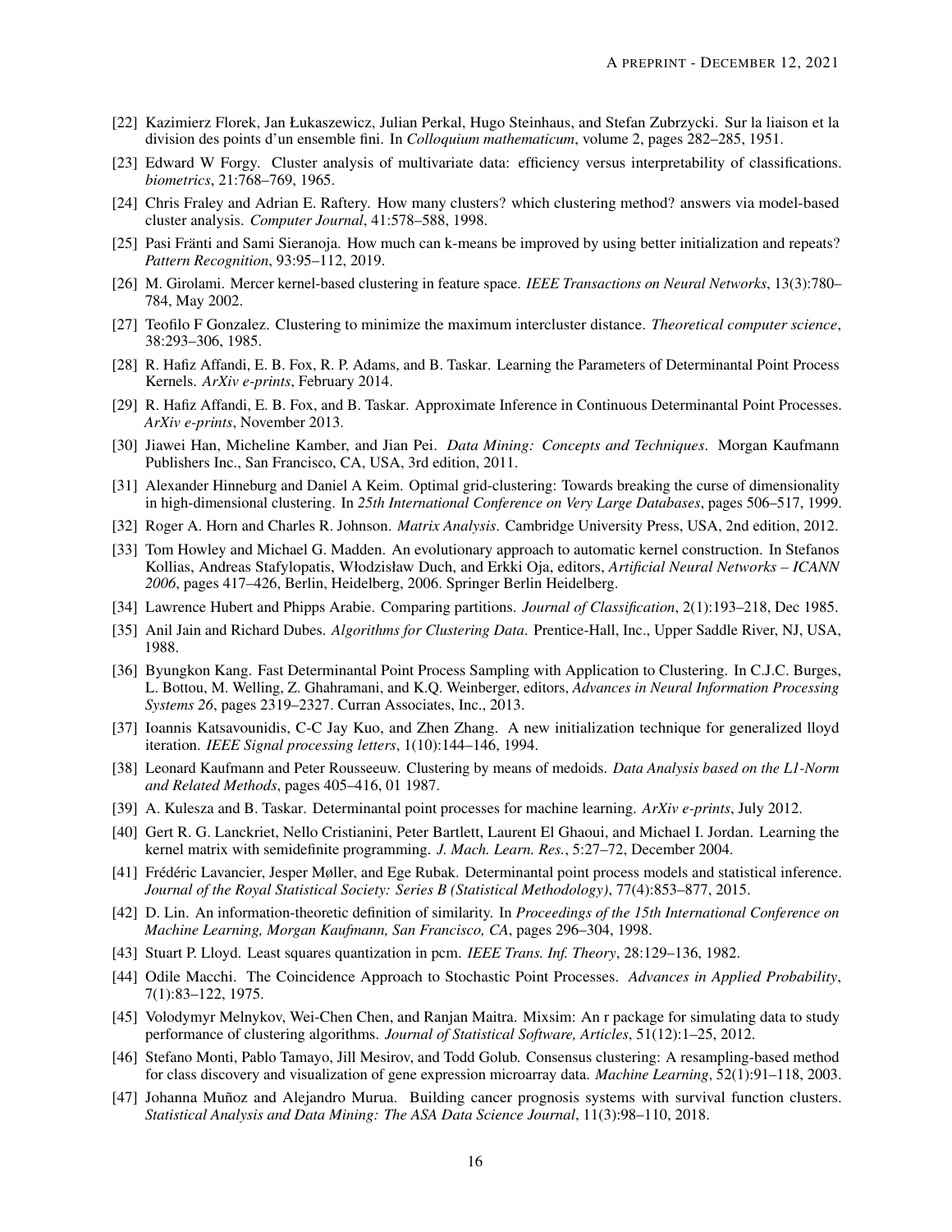[22] Kazimierz Florek, Jan Łukaszewicz, Julian Perkal, Hugo Steinhaus, and Stefan Zubrzycki. Sur la liaison et la division des points d'un ensemble fini. In *Colloquium mathematicum*, volume 2, pages 282–285, 1951.

[23] Edward W Forgy. Cluster analysis of multivariate data: efficiency versus interpretability of classifications. *biometrics*, 21:768–769, 1965.

[24] Chris Fraley and Adrian E. Raftery. How many clusters? which clustering method? answers via model-based cluster analysis. *Computer Journal*, 41:578–588, 1998.

[25] Pasi Fränti and Sami Sieranoja. How much can k-means be improved by using better initialization and repeats? *Pattern Recognition*, 93:95–112, 2019.

[26] M. Girolami. Mercer kernel-based clustering in feature space. *IEEE Transactions on Neural Networks*, 13(3):780–784, May 2002.

[27] Teofilo F Gonzalez. Clustering to minimize the maximum intercluster distance. *Theoretical computer science*, 38:293–306, 1985.

[28] R. Hafiz Affandi, E. B. Fox, R. P. Adams, and B. Taskar. Learning the Parameters of Determinantal Point Process Kernels. *ArXiv e-prints*, February 2014.

[29] R. Hafiz Affandi, E. B. Fox, and B. Taskar. Approximate Inference in Continuous Determinantal Point Processes. *ArXiv e-prints*, November 2013.

[30] Jiawei Han, Micheline Kamber, and Jian Pei. *Data Mining: Concepts and Techniques*. Morgan Kaufmann Publishers Inc., San Francisco, CA, USA, 3rd edition, 2011.

[31] Alexander Hinneburg and Daniel A Keim. Optimal grid-clustering: Towards breaking the curse of dimensionality in high-dimensional clustering. In *25th International Conference on Very Large Databases*, pages 506–517, 1999.

[32] Roger A. Horn and Charles R. Johnson. *Matrix Analysis*. Cambridge University Press, USA, 2nd edition, 2012.

[33] Tom Howley and Michael G. Madden. An evolutionary approach to automatic kernel construction. In Stefanos Kollias, Andreas Stafylopatis, Włodzisław Duch, and Erkki Oja, editors, *Artificial Neural Networks – ICANN 2006*, pages 417–426, Berlin, Heidelberg, 2006. Springer Berlin Heidelberg.

[34] Lawrence Hubert and Phipps Arabie. Comparing partitions. *Journal of Classification*, 2(1):193–218, Dec 1985.

[35] Anil Jain and Richard Dubes. *Algorithms for Clustering Data*. Prentice-Hall, Inc., Upper Saddle River, NJ, USA, 1988.

[36] Byungkon Kang. Fast Determinantal Point Process Sampling with Application to Clustering. In C.J.C. Burges, L. Bottou, M. Welling, Z. Ghahramani, and K.Q. Weinberger, editors, *Advances in Neural Information Processing Systems 26*, pages 2319–2327. Curran Associates, Inc., 2013.

[37] Ioannis Katsavounidis, C-C Jay Kuo, and Zhen Zhang. A new initialization technique for generalized lloyd iteration. *IEEE Signal processing letters*, 1(10):144–146, 1994.

[38] Leonard Kaufmann and Peter Rousseeuw. Clustering by means of medoids. *Data Analysis based on the L1-Norm and Related Methods*, pages 405–416, 01 1987.

[39] A. Kulesza and B. Taskar. Determinantal point processes for machine learning. *ArXiv e-prints*, July 2012.

[40] Gert R. G. Lanckriet, Nello Cristianini, Peter Bartlett, Laurent El Ghaoui, and Michael I. Jordan. Learning the kernel matrix with semidefinite programming. *J. Mach. Learn. Res.*, 5:27–72, December 2004.

[41] Frédéric Lavancier, Jesper Møller, and Ege Rubak. Determinantal point process models and statistical inference. *Journal of the Royal Statistical Society: Series B (Statistical Methodology)*, 77(4):853–877, 2015.

[42] D. Lin. An information-theoretic definition of similarity. In *Proceedings of the 15th International Conference on Machine Learning, Morgan Kaufmann, San Francisco, CA*, pages 296–304, 1998.

[43] Stuart P. Lloyd. Least squares quantization in pcm. *IEEE Trans. Inf. Theory*, 28:129–136, 1982.

[44] Odile Macchi. The Coincidence Approach to Stochastic Point Processes. *Advances in Applied Probability*, 7(1):83–122, 1975.

[45] Volodymyr Melnykov, Wei-Chen Chen, and Ranjan Maitra. Mixsim: An r package for simulating data to study performance of clustering algorithms. *Journal of Statistical Software, Articles*, 51(12):1–25, 2012.

[46] Stefano Monti, Pablo Tamayo, Jill Mesirov, and Todd Golub. Consensus clustering: A resampling-based method for class discovery and visualization of gene expression microarray data. *Machine Learning*, 52(1):91–118, 2003.

[47] Johanna Muñoz and Alejandro Murua. Building cancer prognosis systems with survival function clusters. *Statistical Analysis and Data Mining: The ASA Data Science Journal*, 11(3):98–110, 2018.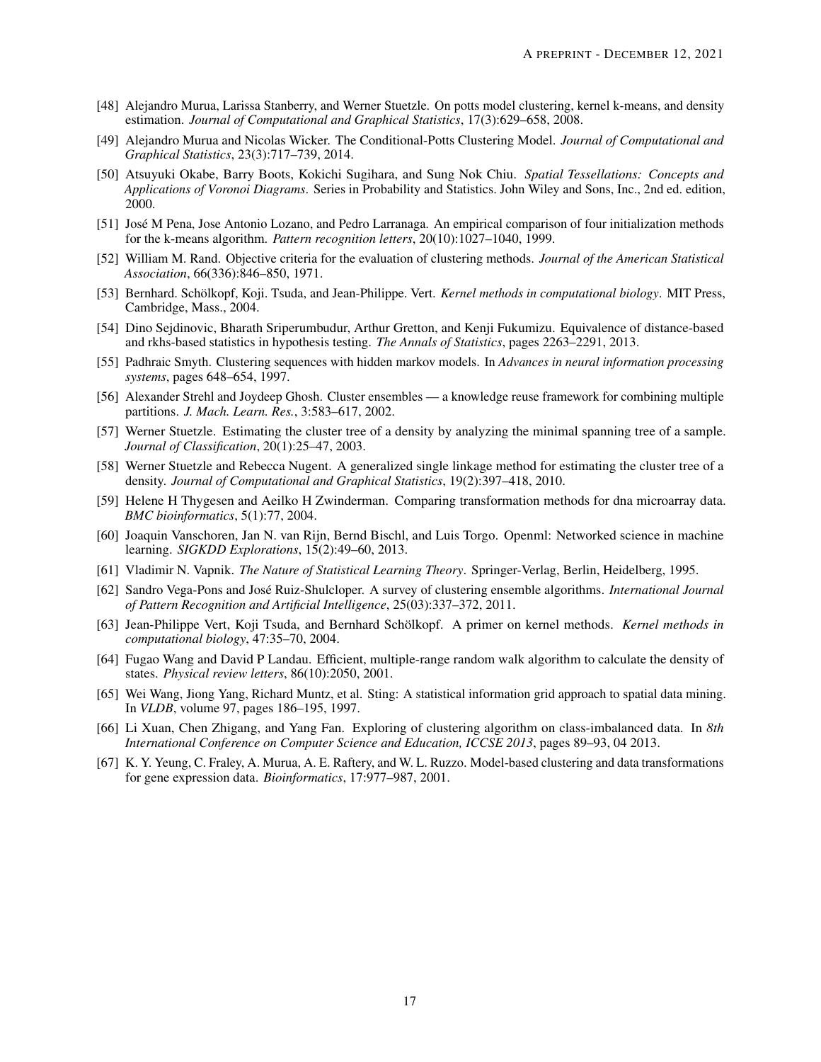[48] Alejandro Murua, Larissa Stanberry, and Werner Stuetzle. On potts model clustering, kernel k-means, and density estimation. *Journal of Computational and Graphical Statistics*, 17(3):629–658, 2008.

[49] Alejandro Murua and Nicolas Wicker. The Conditional-Potts Clustering Model. *Journal of Computational and Graphical Statistics*, 23(3):717–739, 2014.

[50] Atsuyuki Okabe, Barry Boots, Kokichi Sugihara, and Sung Nok Chiu. *Spatial Tessellations: Concepts and Applications of Voronoi Diagrams*. Series in Probability and Statistics. John Wiley and Sons, Inc., 2nd ed. edition, 2000.

[51] José M Pena, Jose Antonio Lozano, and Pedro Larranaga. An empirical comparison of four initialization methods for the k-means algorithm. *Pattern recognition letters*, 20(10):1027–1040, 1999.

[52] William M. Rand. Objective criteria for the evaluation of clustering methods. *Journal of the American Statistical Association*, 66(336):846–850, 1971.

[53] Bernhard. Schölkopf, Koji. Tsuda, and Jean-Philippe. Vert. *Kernel methods in computational biology*. MIT Press, Cambridge, Mass., 2004.

[54] Dino Sejdinovic, Bharath Sriperumbudur, Arthur Gretton, and Kenji Fukumizu. Equivalence of distance-based and rkhs-based statistics in hypothesis testing. *The Annals of Statistics*, pages 2263–2291, 2013.

[55] Padhraic Smyth. Clustering sequences with hidden markov models. In *Advances in neural information processing systems*, pages 648–654, 1997.

[56] Alexander Strehl and Joydeep Ghosh. Cluster ensembles — a knowledge reuse framework for combining multiple partitions. *J. Mach. Learn. Res.*, 3:583–617, 2002.

[57] Werner Stuetzle. Estimating the cluster tree of a density by analyzing the minimal spanning tree of a sample. *Journal of Classification*, 20(1):25–47, 2003.

[58] Werner Stuetzle and Rebecca Nugent. A generalized single linkage method for estimating the cluster tree of a density. *Journal of Computational and Graphical Statistics*, 19(2):397–418, 2010.

[59] Helene H Thygesen and Aeilko H Zwinderman. Comparing transformation methods for dna microarray data. *BMC bioinformatics*, 5(1):77, 2004.

[60] Joaquin Vanschoren, Jan N. van Rijn, Bernd Bischl, and Luis Torgo. Openml: Networked science in machine learning. *SIGKDD Explorations*, 15(2):49–60, 2013.

[61] Vladimir N. Vapnik. *The Nature of Statistical Learning Theory*. Springer-Verlag, Berlin, Heidelberg, 1995.

[62] Sandro Vega-Pons and José Ruiz-Shulcloper. A survey of clustering ensemble algorithms. *International Journal of Pattern Recognition and Artificial Intelligence*, 25(03):337–372, 2011.

[63] Jean-Philippe Vert, Koji Tsuda, and Bernhard Schölkopf. A primer on kernel methods. *Kernel methods in computational biology*, 47:35–70, 2004.

[64] Fugao Wang and David P Landau. Efficient, multiple-range random walk algorithm to calculate the density of states. *Physical review letters*, 86(10):2050, 2001.

[65] Wei Wang, Jiong Yang, Richard Muntz, et al. Sting: A statistical information grid approach to spatial data mining. In *VLDB*, volume 97, pages 186–195, 1997.

[66] Li Xuan, Chen Zhigang, and Yang Fan. Exploring of clustering algorithm on class-imbalanced data. In *8th International Conference on Computer Science and Education, ICCSE 2013*, pages 89–93, 04 2013.

[67] K. Y. Yeung, C. Fraley, A. Murua, A. E. Raftery, and W. L. Ruzzo. Model-based clustering and data transformations for gene expression data. *Bioinformatics*, 17:977–987, 2001.